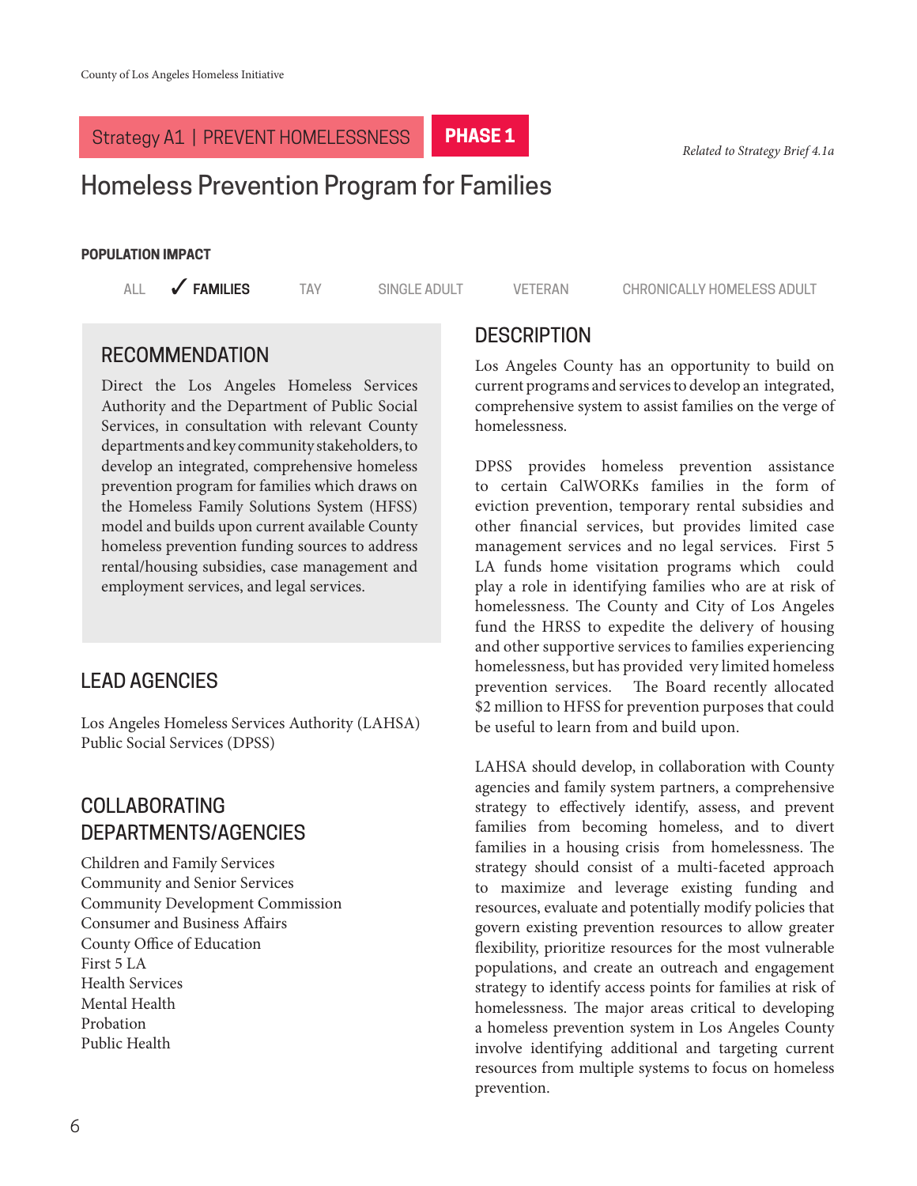## Strategy A1 | PREVENT HOMELESSNESS — PHASE 1

*Related to Strategy Brief 4.1a*

# Homeless Prevention Program for Families

**POPULATION IMPACT**

ALL ✓ **FAMILIES** TAY SINGLE ADULT VETERAN CHRONICALLY HOMELESS ADULT

## RECOMMENDATION

Direct the Los Angeles Homeless Services Authority and the Department of Public Social Services, in consultation with relevant County departments and key community stakeholders, to develop an integrated, comprehensive homeless prevention program for families which draws on the Homeless Family Solutions System (HFSS) model and builds upon current available County homeless prevention funding sources to address rental/housing subsidies, case management and employment services, and legal services.

## LEAD AGENCIES

Los Angeles Homeless Services Authority (LAHSA)
Public Social Services (DPSS)

## COLLABORATING DEPARTMENTS/AGENCIES

Children and Family Services
Community and Senior Services
Community Development Commission
Consumer and Business Affairs
County Office of Education
First 5 LA
Health Services
Mental Health
Probation
Public Health

## DESCRIPTION

Los Angeles County has an opportunity to build on current programs and services to develop an integrated, comprehensive system to assist families on the verge of homelessness.

DPSS provides homeless prevention assistance to certain CalWORKs families in the form of eviction prevention, temporary rental subsidies and other financial services, but provides limited case management services and no legal services. First 5 LA funds home visitation programs which could play a role in identifying families who are at risk of homelessness. The County and City of Los Angeles fund the HRSS to expedite the delivery of housing and other supportive services to families experiencing homelessness, but has provided very limited homeless prevention services. The Board recently allocated $2 million to HFSS for prevention purposes that could be useful to learn from and build upon.

LAHSA should develop, in collaboration with County agencies and family system partners, a comprehensive strategy to effectively identify, assess, and prevent families from becoming homeless, and to divert families in a housing crisis from homelessness. The strategy should consist of a multi-faceted approach to maximize and leverage existing funding and resources, evaluate and potentially modify policies that govern existing prevention resources to allow greater flexibility, prioritize resources for the most vulnerable populations, and create an outreach and engagement strategy to identify access points for families at risk of homelessness. The major areas critical to developing a homeless prevention system in Los Angeles County involve identifying additional and targeting current resources from multiple systems to focus on homeless prevention.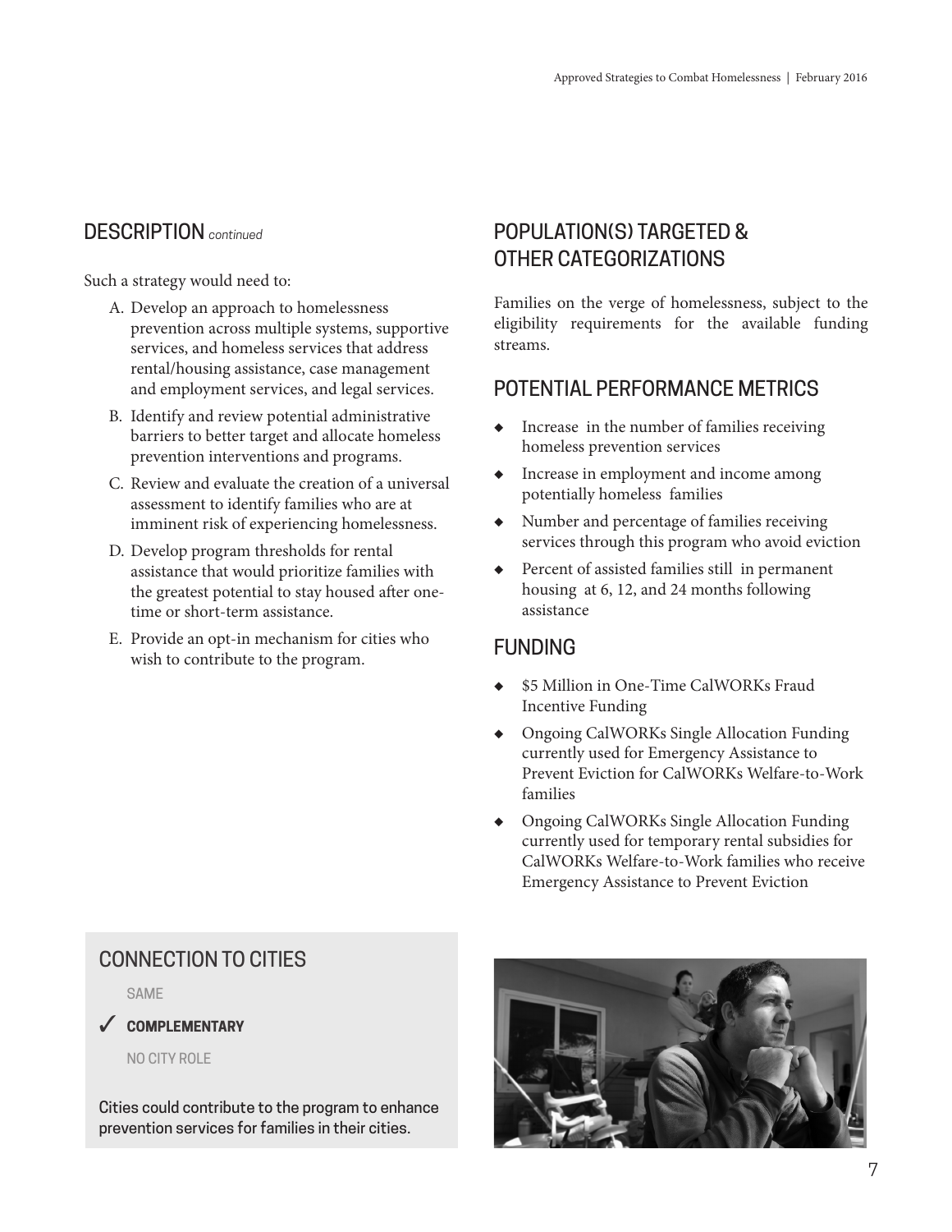## DESCRIPTION *continued*

Such a strategy would need to:

A. Develop an approach to homelessness prevention across multiple systems, supportive services, and homeless services that address rental/housing assistance, case management and employment services, and legal services.

B. Identify and review potential administrative barriers to better target and allocate homeless prevention interventions and programs.

C. Review and evaluate the creation of a universal assessment to identify families who are at imminent risk of experiencing homelessness.

D. Develop program thresholds for rental assistance that would prioritize families with the greatest potential to stay housed after one-time or short-term assistance.

E. Provide an opt-in mechanism for cities who wish to contribute to the program.

## POPULATION(S) TARGETED & OTHER CATEGORIZATIONS

Families on the verge of homelessness, subject to the eligibility requirements for the available funding streams.

## POTENTIAL PERFORMANCE METRICS

- Increase in the number of families receiving homeless prevention services
- Increase in employment and income among potentially homeless families
- Number and percentage of families receiving services through this program who avoid eviction
- Percent of assisted families still in permanent housing at 6, 12, and 24 months following assistance

## FUNDING

- $5 Million in One-Time CalWORKs Fraud Incentive Funding
- Ongoing CalWORKs Single Allocation Funding currently used for Emergency Assistance to Prevent Eviction for CalWORKs Welfare-to-Work families
- Ongoing CalWORKs Single Allocation Funding currently used for temporary rental subsidies for CalWORKs Welfare-to-Work families who receive Emergency Assistance to Prevent Eviction

## CONNECTION TO CITIES

SAME

✓ **COMPLEMENTARY**

NO CITY ROLE

Cities could contribute to the program to enhance prevention services for families in their cities.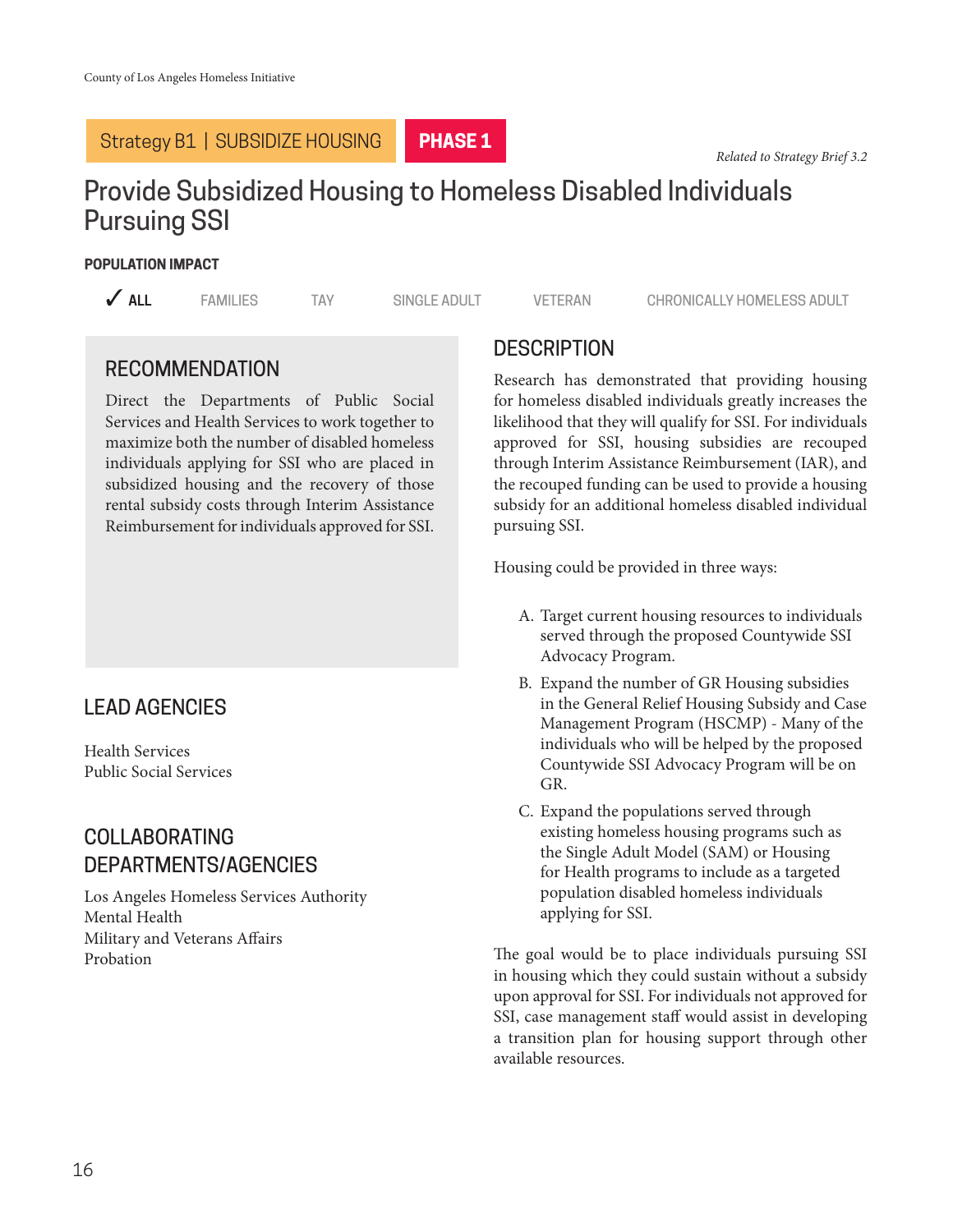Strategy B1 | SUBSIDIZE HOUSING **PHASE 1**

*Related to Strategy Brief 3.2*

# Provide Subsidized Housing to Homeless Disabled Individuals Pursuing SSI

**POPULATION IMPACT**

✓ **ALL** FAMILIES TAY SINGLE ADULT VETERAN CHRONICALLY HOMELESS ADULT

## RECOMMENDATION

Direct the Departments of Public Social Services and Health Services to work together to maximize both the number of disabled homeless individuals applying for SSI who are placed in subsidized housing and the recovery of those rental subsidy costs through Interim Assistance Reimbursement for individuals approved for SSI.

## LEAD AGENCIES

Health Services
Public Social Services

## COLLABORATING DEPARTMENTS/AGENCIES

Los Angeles Homeless Services Authority
Mental Health
Military and Veterans Affairs
Probation

## DESCRIPTION

Research has demonstrated that providing housing for homeless disabled individuals greatly increases the likelihood that they will qualify for SSI. For individuals approved for SSI, housing subsidies are recouped through Interim Assistance Reimbursement (IAR), and the recouped funding can be used to provide a housing subsidy for an additional homeless disabled individual pursuing SSI.

Housing could be provided in three ways:

A. Target current housing resources to individuals served through the proposed Countywide SSI Advocacy Program.

B. Expand the number of GR Housing subsidies in the General Relief Housing Subsidy and Case Management Program (HSCMP) - Many of the individuals who will be helped by the proposed Countywide SSI Advocacy Program will be on GR.

C. Expand the populations served through existing homeless housing programs such as the Single Adult Model (SAM) or Housing for Health programs to include as a targeted population disabled homeless individuals applying for SSI.

The goal would be to place individuals pursuing SSI in housing which they could sustain without a subsidy upon approval for SSI. For individuals not approved for SSI, case management staff would assist in developing a transition plan for housing support through other available resources.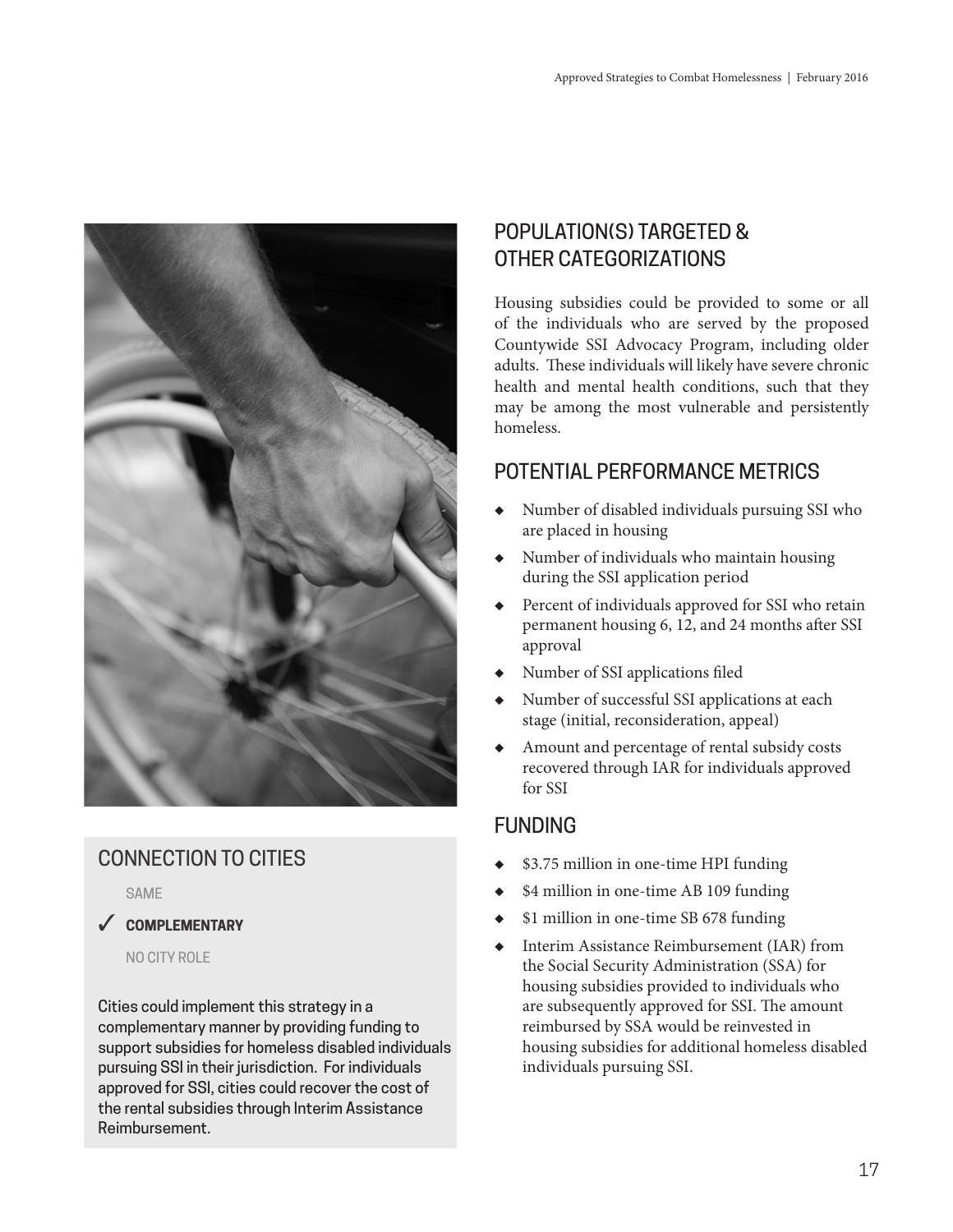## CONNECTION TO CITIES

SAME

✓ **COMPLEMENTARY**

NO CITY ROLE

Cities could implement this strategy in a complementary manner by providing funding to support subsidies for homeless disabled individuals pursuing SSI in their jurisdiction. For individuals approved for SSI, cities could recover the cost of the rental subsidies through Interim Assistance Reimbursement.

## POPULATION(S) TARGETED & OTHER CATEGORIZATIONS

Housing subsidies could be provided to some or all of the individuals who are served by the proposed Countywide SSI Advocacy Program, including older adults. These individuals will likely have severe chronic health and mental health conditions, such that they may be among the most vulnerable and persistently homeless.

## POTENTIAL PERFORMANCE METRICS

- Number of disabled individuals pursuing SSI who are placed in housing
- Number of individuals who maintain housing during the SSI application period
- Percent of individuals approved for SSI who retain permanent housing 6, 12, and 24 months after SSI approval
- Number of SSI applications filed
- Number of successful SSI applications at each stage (initial, reconsideration, appeal)
- Amount and percentage of rental subsidy costs recovered through IAR for individuals approved for SSI

## FUNDING

- $3.75 million in one-time HPI funding
- $4 million in one-time AB 109 funding
- $1 million in one-time SB 678 funding
- Interim Assistance Reimbursement (IAR) from the Social Security Administration (SSA) for housing subsidies provided to individuals who are subsequently approved for SSI. The amount reimbursed by SSA would be reinvested in housing subsidies for additional homeless disabled individuals pursuing SSI.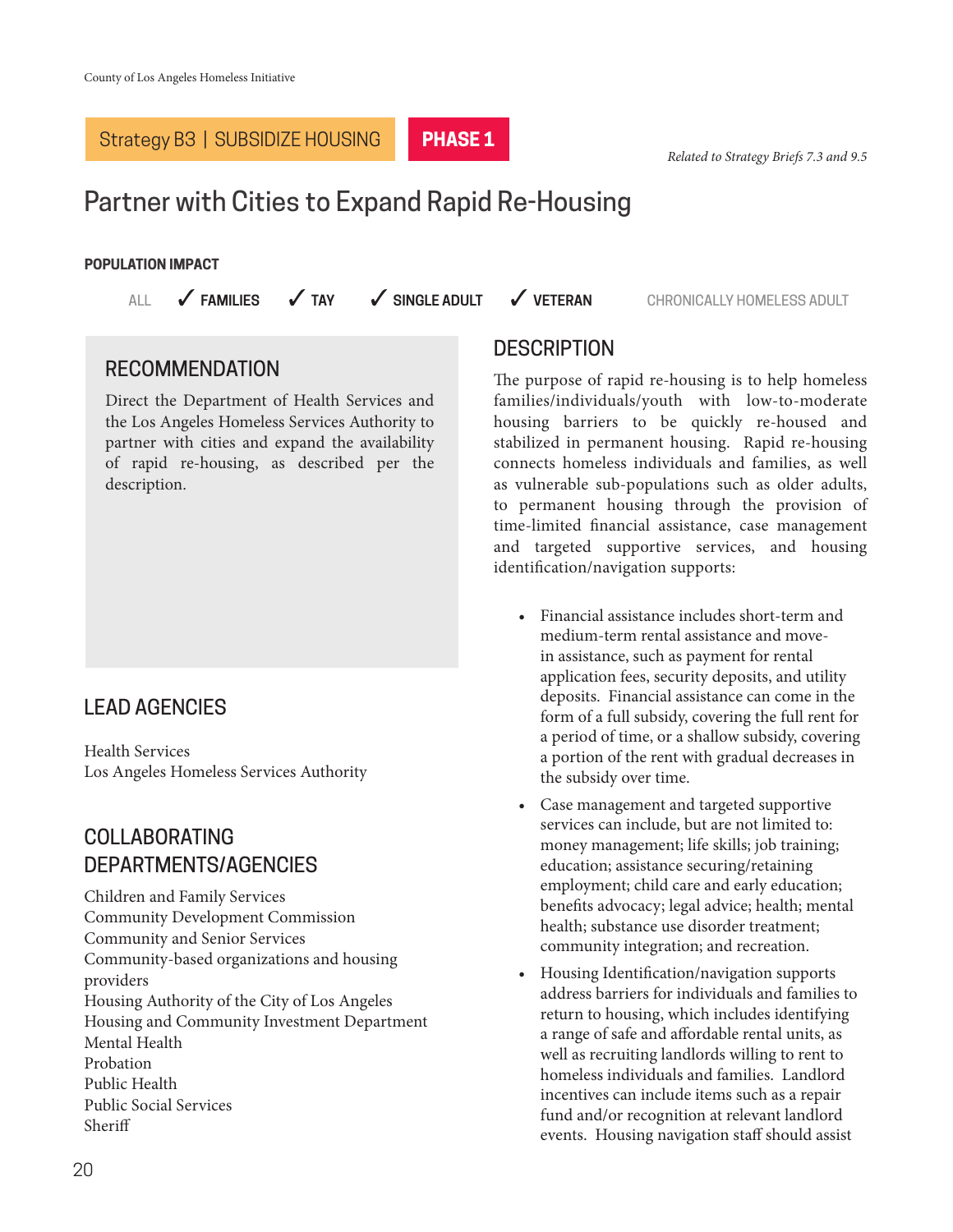Strategy B3 | SUBSIDIZE HOUSING **PHASE 1**

*Related to Strategy Briefs 7.3 and 9.5*

# Partner with Cities to Expand Rapid Re-Housing

**POPULATION IMPACT**

ALL ✓ **FAMILIES** ✓ **TAY** ✓ **SINGLE ADULT** ✓ **VETERAN** CHRONICALLY HOMELESS ADULT

## RECOMMENDATION

Direct the Department of Health Services and the Los Angeles Homeless Services Authority to partner with cities and expand the availability of rapid re-housing, as described per the description.

## LEAD AGENCIES

Health Services
Los Angeles Homeless Services Authority

## COLLABORATING DEPARTMENTS/AGENCIES

Children and Family Services
Community Development Commission
Community and Senior Services
Community-based organizations and housing providers
Housing Authority of the City of Los Angeles
Housing and Community Investment Department
Mental Health
Probation
Public Health
Public Social Services
Sheriff

## DESCRIPTION

The purpose of rapid re-housing is to help homeless families/individuals/youth with low-to-moderate housing barriers to be quickly re-housed and stabilized in permanent housing. Rapid re-housing connects homeless individuals and families, as well as vulnerable sub-populations such as older adults, to permanent housing through the provision of time-limited financial assistance, case management and targeted supportive services, and housing identification/navigation supports:

- Financial assistance includes short-term and medium-term rental assistance and move-in assistance, such as payment for rental application fees, security deposits, and utility deposits. Financial assistance can come in the form of a full subsidy, covering the full rent for a period of time, or a shallow subsidy, covering a portion of the rent with gradual decreases in the subsidy over time.
- Case management and targeted supportive services can include, but are not limited to: money management; life skills; job training; education; assistance securing/retaining employment; child care and early education; benefits advocacy; legal advice; health; mental health; substance use disorder treatment; community integration; and recreation.
- Housing Identification/navigation supports address barriers for individuals and families to return to housing, which includes identifying a range of safe and affordable rental units, as well as recruiting landlords willing to rent to homeless individuals and families. Landlord incentives can include items such as a repair fund and/or recognition at relevant landlord events. Housing navigation staff should assist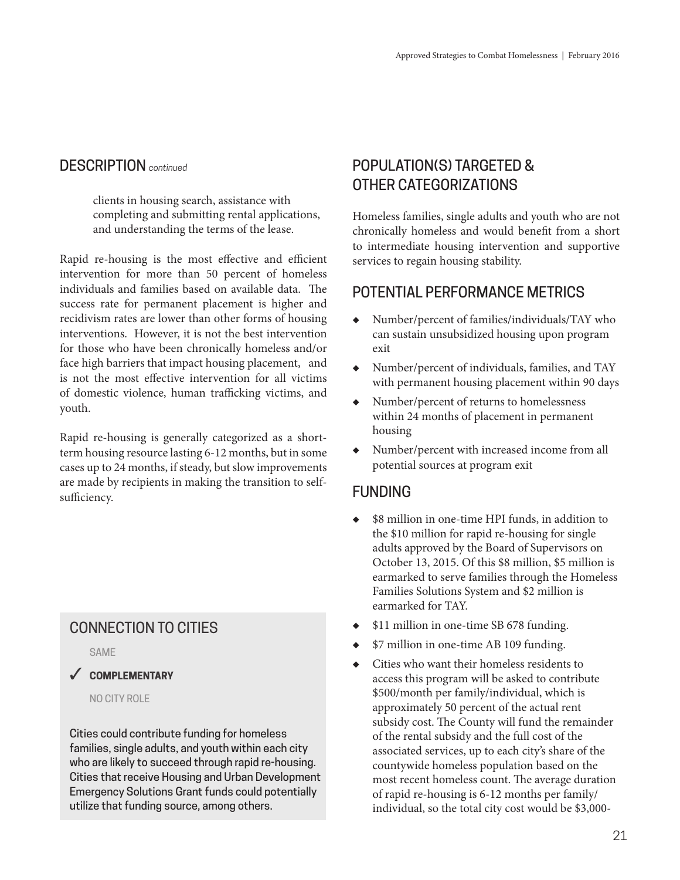## DESCRIPTION *continued*

clients in housing search, assistance with completing and submitting rental applications, and understanding the terms of the lease.

Rapid re-housing is the most effective and efficient intervention for more than 50 percent of homeless individuals and families based on available data. The success rate for permanent placement is higher and recidivism rates are lower than other forms of housing interventions. However, it is not the best intervention for those who have been chronically homeless and/or face high barriers that impact housing placement, and is not the most effective intervention for all victims of domestic violence, human trafficking victims, and youth.

Rapid re-housing is generally categorized as a short-term housing resource lasting 6-12 months, but in some cases up to 24 months, if steady, but slow improvements are made by recipients in making the transition to self-sufficiency.

## CONNECTION TO CITIES

SAME

✓ **COMPLEMENTARY**

NO CITY ROLE

Cities could contribute funding for homeless families, single adults, and youth within each city who are likely to succeed through rapid re-housing. Cities that receive Housing and Urban Development Emergency Solutions Grant funds could potentially utilize that funding source, among others.

## POPULATION(S) TARGETED & OTHER CATEGORIZATIONS

Homeless families, single adults and youth who are not chronically homeless and would benefit from a short to intermediate housing intervention and supportive services to regain housing stability.

## POTENTIAL PERFORMANCE METRICS

- Number/percent of families/individuals/TAY who can sustain unsubsidized housing upon program exit
- Number/percent of individuals, families, and TAY with permanent housing placement within 90 days
- Number/percent of returns to homelessness within 24 months of placement in permanent housing
- Number/percent with increased income from all potential sources at program exit

## FUNDING

- $8 million in one-time HPI funds, in addition to the $10 million for rapid re-housing for single adults approved by the Board of Supervisors on October 13, 2015. Of this $8 million, $5 million is earmarked to serve families through the Homeless Families Solutions System and $2 million is earmarked for TAY.
- $11 million in one-time SB 678 funding.
- $7 million in one-time AB 109 funding.
- Cities who want their homeless residents to access this program will be asked to contribute $500/month per family/individual, which is approximately 50 percent of the actual rent subsidy cost. The County will fund the remainder of the rental subsidy and the full cost of the associated services, up to each city's share of the countywide homeless population based on the most recent homeless count. The average duration of rapid re-housing is 6-12 months per family/individual, so the total city cost would be $3,000-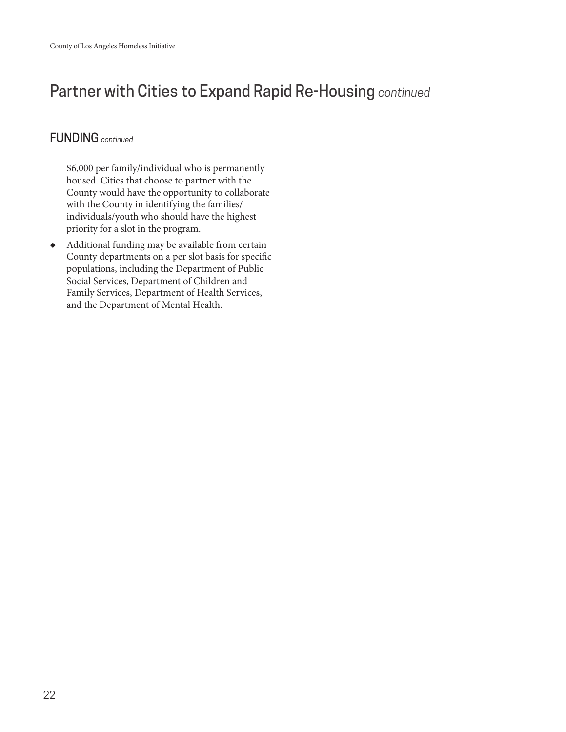# Partner with Cities to Expand Rapid Re-Housing *continued*

## FUNDING *continued*

$6,000 per family/individual who is permanently housed. Cities that choose to partner with the County would have the opportunity to collaborate with the County in identifying the families/individuals/youth who should have the highest priority for a slot in the program.

- Additional funding may be available from certain County departments on a per slot basis for specific populations, including the Department of Public Social Services, Department of Children and Family Services, Department of Health Services, and the Department of Mental Health.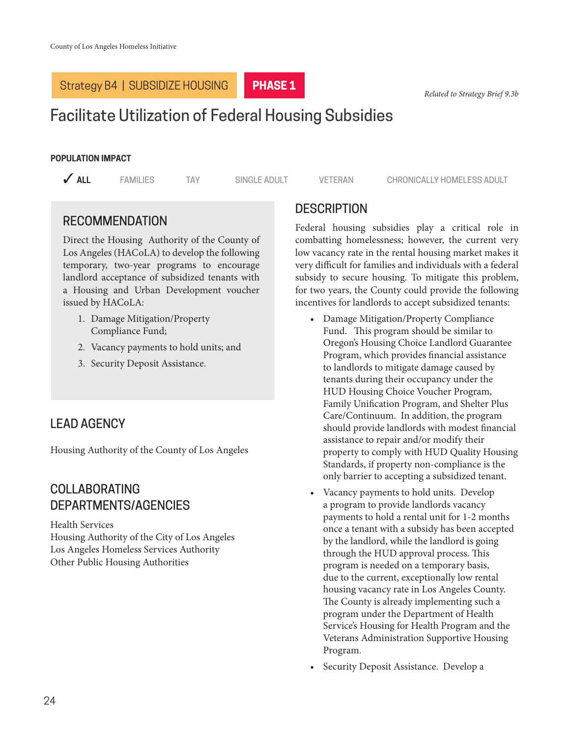Strategy B4 | SUBSIDIZE HOUSING **PHASE 1**

*Related to Strategy Brief 9.3b*

# Facilitate Utilization of Federal Housing Subsidies

**POPULATION IMPACT**

✓ **ALL** FAMILIES TAY SINGLE ADULT VETERAN CHRONICALLY HOMELESS ADULT

## RECOMMENDATION

Direct the Housing Authority of the County of Los Angeles (HACoLA) to develop the following temporary, two-year programs to encourage landlord acceptance of subsidized tenants with a Housing and Urban Development voucher issued by HACoLA:

1. Damage Mitigation/Property Compliance Fund;
2. Vacancy payments to hold units; and
3. Security Deposit Assistance.

## LEAD AGENCY

Housing Authority of the County of Los Angeles

## COLLABORATING DEPARTMENTS/AGENCIES

Health Services
Housing Authority of the City of Los Angeles
Los Angeles Homeless Services Authority
Other Public Housing Authorities

## DESCRIPTION

Federal housing subsidies play a critical role in combatting homelessness; however, the current very low vacancy rate in the rental housing market makes it very difficult for families and individuals with a federal subsidy to secure housing. To mitigate this problem, for two years, the County could provide the following incentives for landlords to accept subsidized tenants:

- Damage Mitigation/Property Compliance Fund. This program should be similar to Oregon's Housing Choice Landlord Guarantee Program, which provides financial assistance to landlords to mitigate damage caused by tenants during their occupancy under the HUD Housing Choice Voucher Program, Family Unification Program, and Shelter Plus Care/Continuum. In addition, the program should provide landlords with modest financial assistance to repair and/or modify their property to comply with HUD Quality Housing Standards, if property non-compliance is the only barrier to accepting a subsidized tenant.
- Vacancy payments to hold units. Develop a program to provide landlords vacancy payments to hold a rental unit for 1-2 months once a tenant with a subsidy has been accepted by the landlord, while the landlord is going through the HUD approval process. This program is needed on a temporary basis, due to the current, exceptionally low rental housing vacancy rate in Los Angeles County. The County is already implementing such a program under the Department of Health Service's Housing for Health Program and the Veterans Administration Supportive Housing Program.
- Security Deposit Assistance. Develop a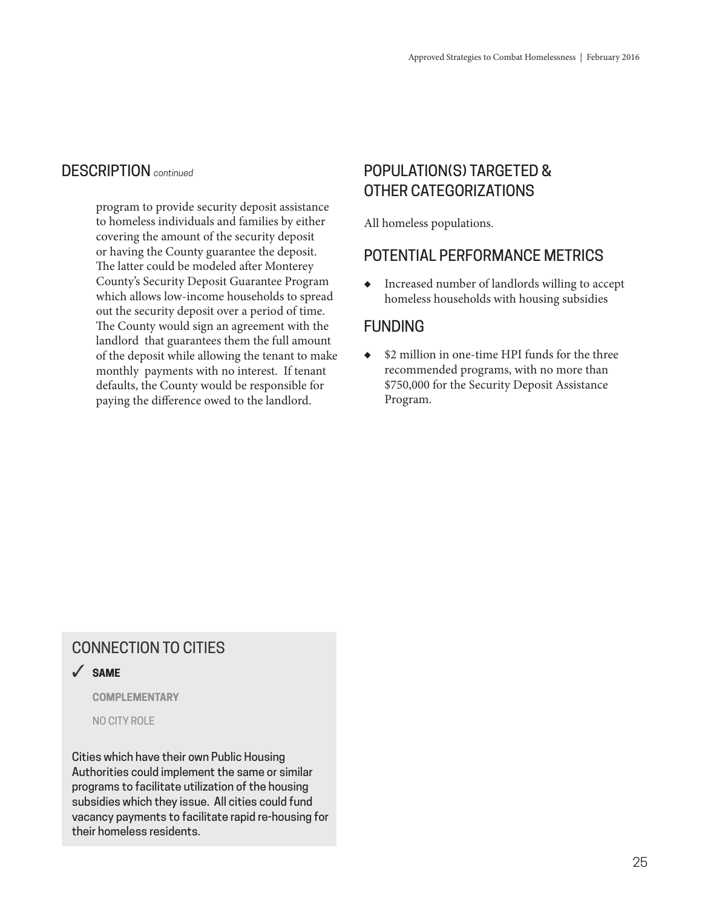## DESCRIPTION *continued*

program to provide security deposit assistance to homeless individuals and families by either covering the amount of the security deposit or having the County guarantee the deposit. The latter could be modeled after Monterey County's Security Deposit Guarantee Program which allows low-income households to spread out the security deposit over a period of time. The County would sign an agreement with the landlord that guarantees them the full amount of the deposit while allowing the tenant to make monthly payments with no interest. If tenant defaults, the County would be responsible for paying the difference owed to the landlord.

## POPULATION(S) TARGETED & OTHER CATEGORIZATIONS

All homeless populations.

## POTENTIAL PERFORMANCE METRICS

- Increased number of landlords willing to accept homeless households with housing subsidies

## FUNDING

- $2 million in one-time HPI funds for the three recommended programs, with no more than $750,000 for the Security Deposit Assistance Program.

## CONNECTION TO CITIES

✓ **SAME**

**COMPLEMENTARY**

NO CITY ROLE

Cities which have their own Public Housing Authorities could implement the same or similar programs to facilitate utilization of the housing subsidies which they issue. All cities could fund vacancy payments to facilitate rapid re-housing for their homeless residents.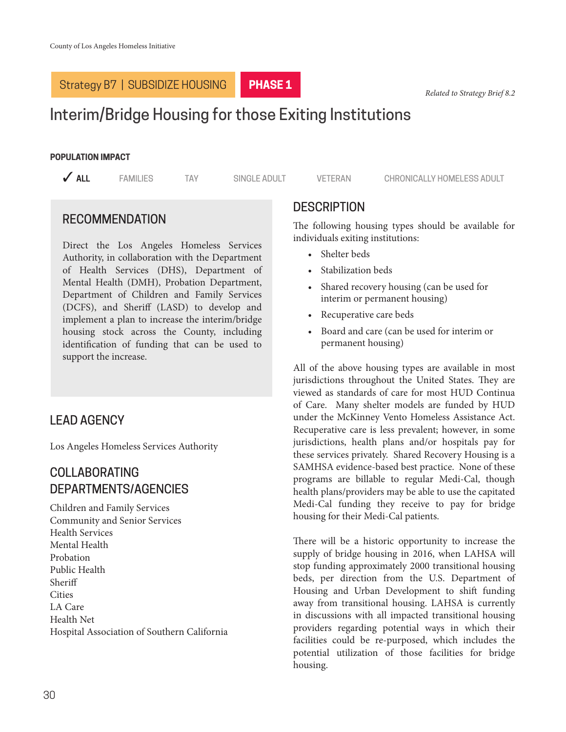Strategy B7 | SUBSIDIZE HOUSING **PHASE 1**

*Related to Strategy Brief 8.2*

# Interim/Bridge Housing for those Exiting Institutions

**POPULATION IMPACT**

✓ **ALL** FAMILIES TAY SINGLE ADULT VETERAN CHRONICALLY HOMELESS ADULT

## RECOMMENDATION

Direct the Los Angeles Homeless Services Authority, in collaboration with the Department of Health Services (DHS), Department of Mental Health (DMH), Probation Department, Department of Children and Family Services (DCFS), and Sheriff (LASD) to develop and implement a plan to increase the interim/bridge housing stock across the County, including identification of funding that can be used to support the increase.

## LEAD AGENCY

Los Angeles Homeless Services Authority

## COLLABORATING DEPARTMENTS/AGENCIES

Children and Family Services
Community and Senior Services
Health Services
Mental Health
Probation
Public Health
Sheriff
Cities
LA Care
Health Net
Hospital Association of Southern California

## DESCRIPTION

The following housing types should be available for individuals exiting institutions:

- Shelter beds
- Stabilization beds
- Shared recovery housing (can be used for interim or permanent housing)
- Recuperative care beds
- Board and care (can be used for interim or permanent housing)

All of the above housing types are available in most jurisdictions throughout the United States. They are viewed as standards of care for most HUD Continua of Care. Many shelter models are funded by HUD under the McKinney Vento Homeless Assistance Act. Recuperative care is less prevalent; however, in some jurisdictions, health plans and/or hospitals pay for these services privately. Shared Recovery Housing is a SAMHSA evidence-based best practice. None of these programs are billable to regular Medi-Cal, though health plans/providers may be able to use the capitated Medi-Cal funding they receive to pay for bridge housing for their Medi-Cal patients.

There will be a historic opportunity to increase the supply of bridge housing in 2016, when LAHSA will stop funding approximately 2000 transitional housing beds, per direction from the U.S. Department of Housing and Urban Development to shift funding away from transitional housing. LAHSA is currently in discussions with all impacted transitional housing providers regarding potential ways in which their facilities could be re-purposed, which includes the potential utilization of those facilities for bridge housing.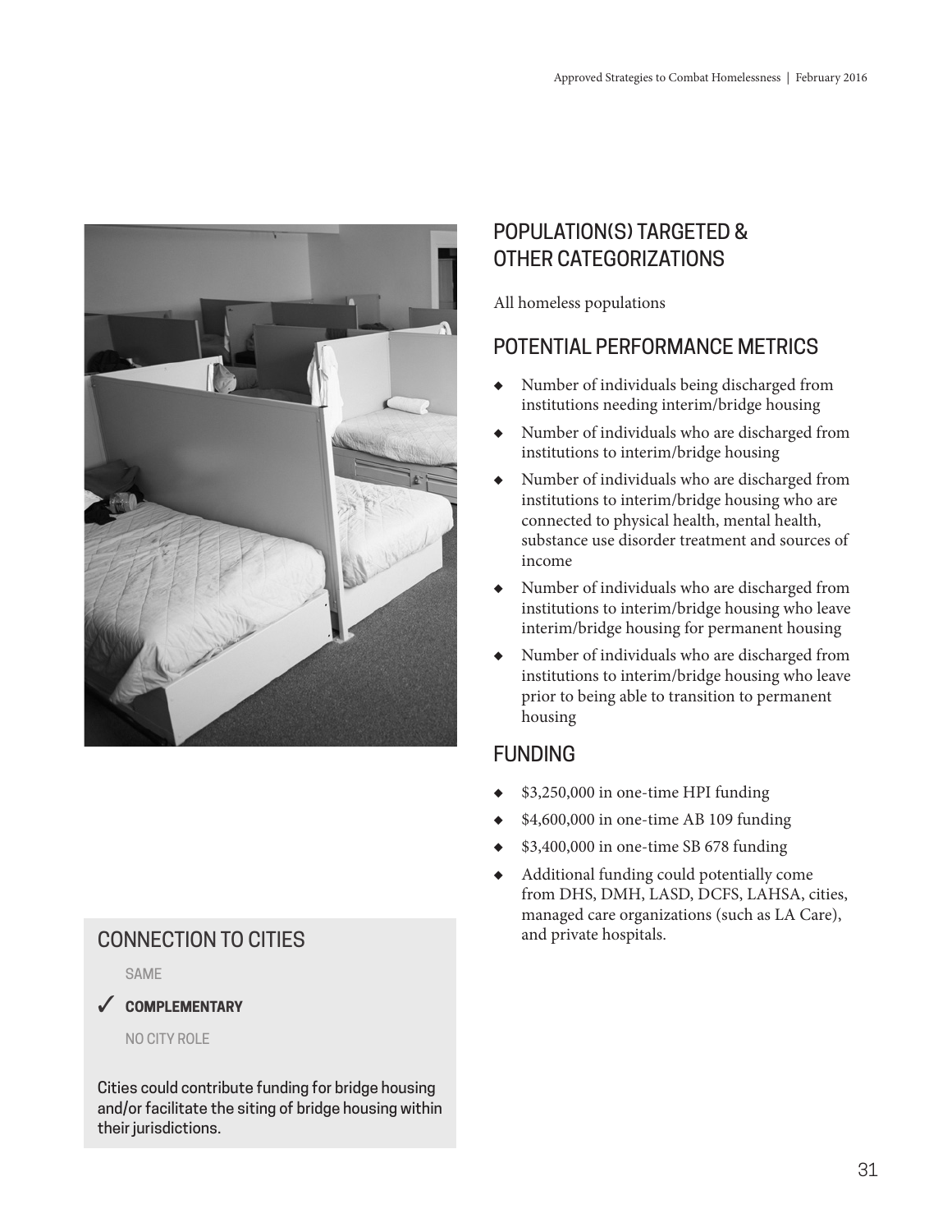## POPULATION(S) TARGETED & OTHER CATEGORIZATIONS

All homeless populations

## POTENTIAL PERFORMANCE METRICS

- Number of individuals being discharged from institutions needing interim/bridge housing
- Number of individuals who are discharged from institutions to interim/bridge housing
- Number of individuals who are discharged from institutions to interim/bridge housing who are connected to physical health, mental health, substance use disorder treatment and sources of income
- Number of individuals who are discharged from institutions to interim/bridge housing who leave interim/bridge housing for permanent housing
- Number of individuals who are discharged from institutions to interim/bridge housing who leave prior to being able to transition to permanent housing

## FUNDING

- $3,250,000 in one-time HPI funding
- $4,600,000 in one-time AB 109 funding
- $3,400,000 in one-time SB 678 funding
- Additional funding could potentially come from DHS, DMH, LASD, DCFS, LAHSA, cities, managed care organizations (such as LA Care), and private hospitals.

## CONNECTION TO CITIES

SAME

✓ **COMPLEMENTARY**

NO CITY ROLE

Cities could contribute funding for bridge housing and/or facilitate the siting of bridge housing within their jurisdictions.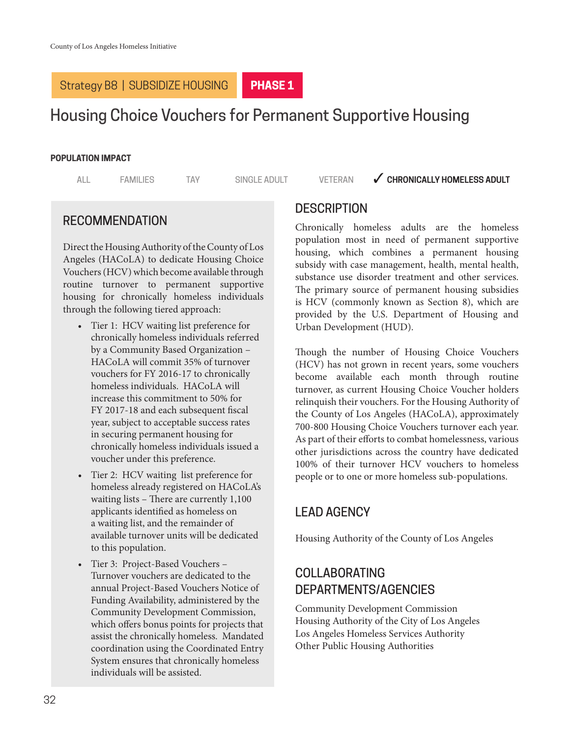Strategy B8 | SUBSIDIZE HOUSING **PHASE 1**

# Housing Choice Vouchers for Permanent Supportive Housing

**POPULATION IMPACT**

ALL FAMILIES TAY SINGLE ADULT VETERAN ✓ **CHRONICALLY HOMELESS ADULT**

## RECOMMENDATION

Direct the Housing Authority of the County of Los Angeles (HACoLA) to dedicate Housing Choice Vouchers (HCV) which become available through routine turnover to permanent supportive housing for chronically homeless individuals through the following tiered approach:

- Tier 1: HCV waiting list preference for chronically homeless individuals referred by a Community Based Organization – HACoLA will commit 35% of turnover vouchers for FY 2016-17 to chronically homeless individuals. HACoLA will increase this commitment to 50% for FY 2017-18 and each subsequent fiscal year, subject to acceptable success rates in securing permanent housing for chronically homeless individuals issued a voucher under this preference.
- Tier 2: HCV waiting list preference for homeless already registered on HACoLA's waiting lists – There are currently 1,100 applicants identified as homeless on a waiting list, and the remainder of available turnover units will be dedicated to this population.
- Tier 3: Project-Based Vouchers – Turnover vouchers are dedicated to the annual Project-Based Vouchers Notice of Funding Availability, administered by the Community Development Commission, which offers bonus points for projects that assist the chronically homeless. Mandated coordination using the Coordinated Entry System ensures that chronically homeless individuals will be assisted.

## DESCRIPTION

Chronically homeless adults are the homeless population most in need of permanent supportive housing, which combines a permanent housing subsidy with case management, health, mental health, substance use disorder treatment and other services. The primary source of permanent housing subsidies is HCV (commonly known as Section 8), which are provided by the U.S. Department of Housing and Urban Development (HUD).

Though the number of Housing Choice Vouchers (HCV) has not grown in recent years, some vouchers become available each month through routine turnover, as current Housing Choice Voucher holders relinquish their vouchers. For the Housing Authority of the County of Los Angeles (HACoLA), approximately 700-800 Housing Choice Vouchers turnover each year. As part of their efforts to combat homelessness, various other jurisdictions across the country have dedicated 100% of their turnover HCV vouchers to homeless people or to one or more homeless sub-populations.

## LEAD AGENCY

Housing Authority of the County of Los Angeles

## COLLABORATING DEPARTMENTS/AGENCIES

Community Development Commission
Housing Authority of the City of Los Angeles
Los Angeles Homeless Services Authority
Other Public Housing Authorities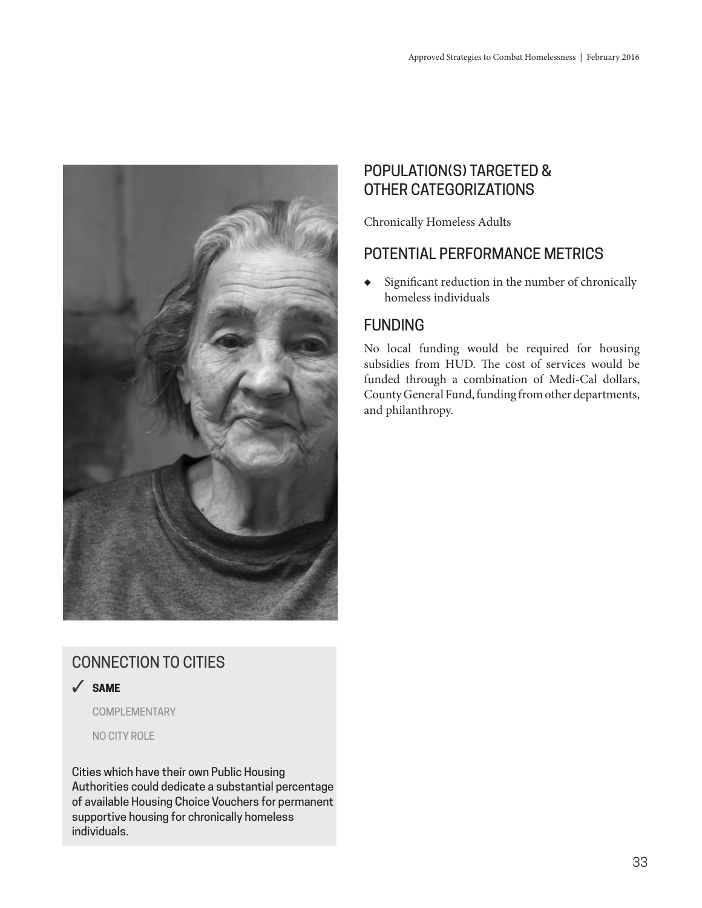## CONNECTION TO CITIES

✓ **SAME**

COMPLEMENTARY

NO CITY ROLE

Cities which have their own Public Housing Authorities could dedicate a substantial percentage of available Housing Choice Vouchers for permanent supportive housing for chronically homeless individuals.

## POPULATION(S) TARGETED & OTHER CATEGORIZATIONS

Chronically Homeless Adults

## POTENTIAL PERFORMANCE METRICS

- Significant reduction in the number of chronically homeless individuals

## FUNDING

No local funding would be required for housing subsidies from HUD. The cost of services would be funded through a combination of Medi-Cal dollars, County General Fund, funding from other departments, and philanthropy.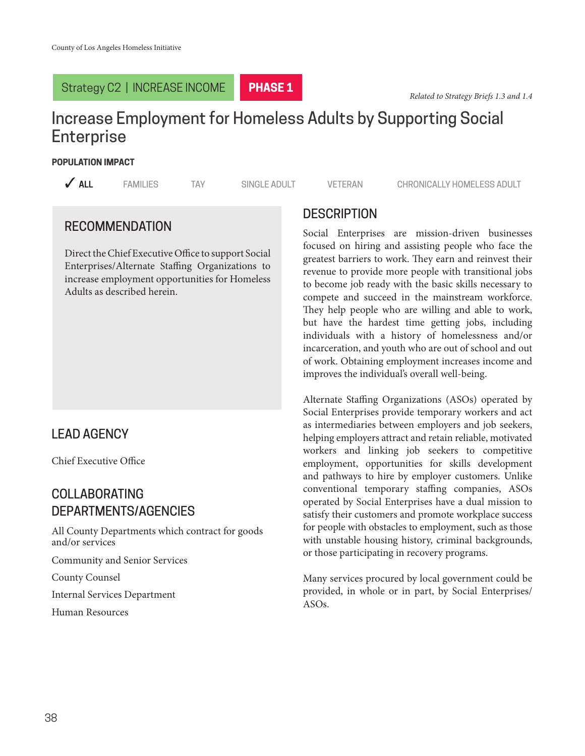Strategy C2 | INCREASE INCOME **PHASE 1**

*Related to Strategy Briefs 1.3 and 1.4*

# Increase Employment for Homeless Adults by Supporting Social Enterprise

**POPULATION IMPACT**

✓ **ALL** FAMILIES TAY SINGLE ADULT VETERAN CHRONICALLY HOMELESS ADULT

## RECOMMENDATION

Direct the Chief Executive Office to support Social Enterprises/Alternate Staffing Organizations to increase employment opportunities for Homeless Adults as described herein.

## LEAD AGENCY

Chief Executive Office

## COLLABORATING DEPARTMENTS/AGENCIES

All County Departments which contract for goods and/or services

Community and Senior Services

County Counsel

Internal Services Department

Human Resources

## DESCRIPTION

Social Enterprises are mission-driven businesses focused on hiring and assisting people who face the greatest barriers to work. They earn and reinvest their revenue to provide more people with transitional jobs to become job ready with the basic skills necessary to compete and succeed in the mainstream workforce. They help people who are willing and able to work, but have the hardest time getting jobs, including individuals with a history of homelessness and/or incarceration, and youth who are out of school and out of work. Obtaining employment increases income and improves the individual's overall well-being.

Alternate Staffing Organizations (ASOs) operated by Social Enterprises provide temporary workers and act as intermediaries between employers and job seekers, helping employers attract and retain reliable, motivated workers and linking job seekers to competitive employment, opportunities for skills development and pathways to hire by employer customers. Unlike conventional temporary staffing companies, ASOs operated by Social Enterprises have a dual mission to satisfy their customers and promote workplace success for people with obstacles to employment, such as those with unstable housing history, criminal backgrounds, or those participating in recovery programs.

Many services procured by local government could be provided, in whole or in part, by Social Enterprises/ASOs.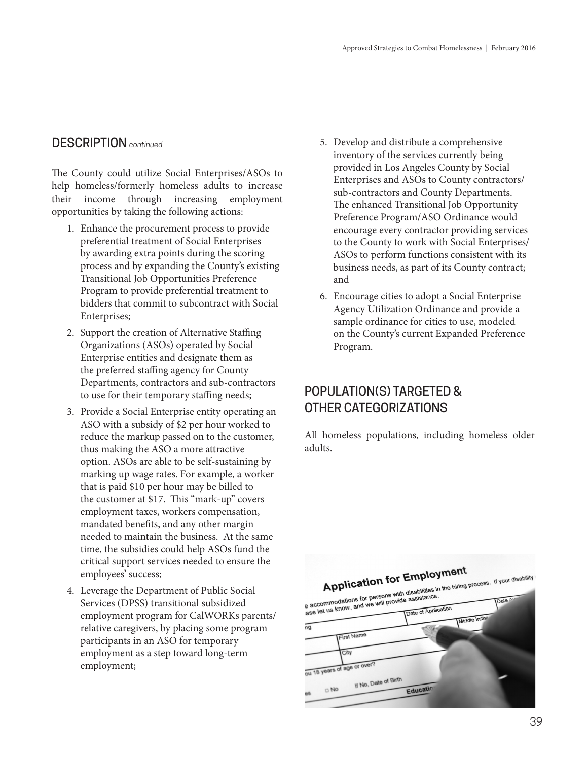## DESCRIPTION *continued*

The County could utilize Social Enterprises/ASOs to help homeless/formerly homeless adults to increase their income through increasing employment opportunities by taking the following actions:

1. Enhance the procurement process to provide preferential treatment of Social Enterprises by awarding extra points during the scoring process and by expanding the County's existing Transitional Job Opportunities Preference Program to provide preferential treatment to bidders that commit to subcontract with Social Enterprises;
2. Support the creation of Alternative Staffing Organizations (ASOs) operated by Social Enterprise entities and designate them as the preferred staffing agency for County Departments, contractors and sub-contractors to use for their temporary staffing needs;
3. Provide a Social Enterprise entity operating an ASO with a subsidy of $2 per hour worked to reduce the markup passed on to the customer, thus making the ASO a more attractive option. ASOs are able to be self-sustaining by marking up wage rates. For example, a worker that is paid $10 per hour may be billed to the customer at $17. This "mark-up" covers employment taxes, workers compensation, mandated benefits, and any other margin needed to maintain the business. At the same time, the subsidies could help ASOs fund the critical support services needed to ensure the employees' success;
4. Leverage the Department of Public Social Services (DPSS) transitional subsidized employment program for CalWORKs parents/relative caregivers, by placing some program participants in an ASO for temporary employment as a step toward long-term employment;
5. Develop and distribute a comprehensive inventory of the services currently being provided in Los Angeles County by Social Enterprises and ASOs to County contractors/sub-contractors and County Departments. The enhanced Transitional Job Opportunity Preference Program/ASO Ordinance would encourage every contractor providing services to the County to work with Social Enterprises/ASOs to perform functions consistent with its business needs, as part of its County contract; and
6. Encourage cities to adopt a Social Enterprise Agency Utilization Ordinance and provide a sample ordinance for cities to use, modeled on the County's current Expanded Preference Program.

## POPULATION(S) TARGETED & OTHER CATEGORIZATIONS

All homeless populations, including homeless older adults.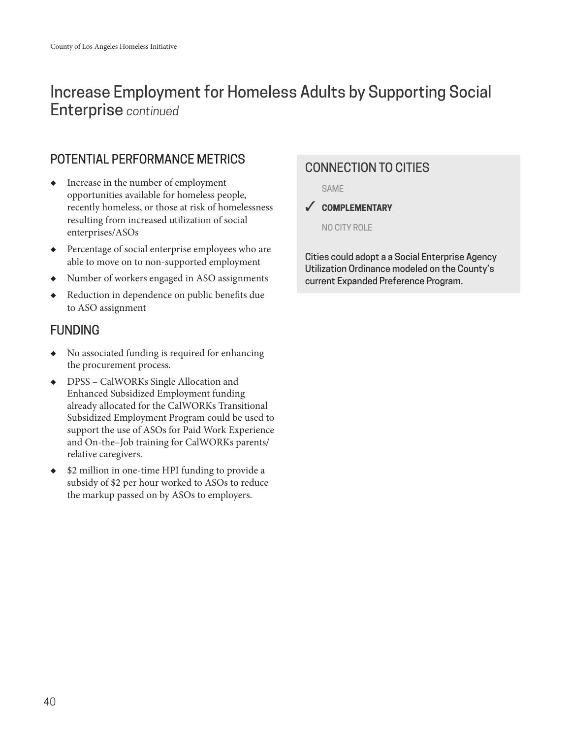# Increase Employment for Homeless Adults by Supporting Social Enterprise *continued*

## POTENTIAL PERFORMANCE METRICS

- Increase in the number of employment opportunities available for homeless people, recently homeless, or those at risk of homelessness resulting from increased utilization of social enterprises/ASOs
- Percentage of social enterprise employees who are able to move on to non-supported employment
- Number of workers engaged in ASO assignments
- Reduction in dependence on public benefits due to ASO assignment

## FUNDING

- No associated funding is required for enhancing the procurement process.
- DPSS – CalWORKs Single Allocation and Enhanced Subsidized Employment funding already allocated for the CalWORKs Transitional Subsidized Employment Program could be used to support the use of ASOs for Paid Work Experience and On-the–Job training for CalWORKs parents/relative caregivers.
- $2 million in one-time HPI funding to provide a subsidy of $2 per hour worked to ASOs to reduce the markup passed on by ASOs to employers.

## CONNECTION TO CITIES

SAME

✓ **COMPLEMENTARY**

NO CITY ROLE

Cities could adopt a a Social Enterprise Agency Utilization Ordinance modeled on the County's current Expanded Preference Program.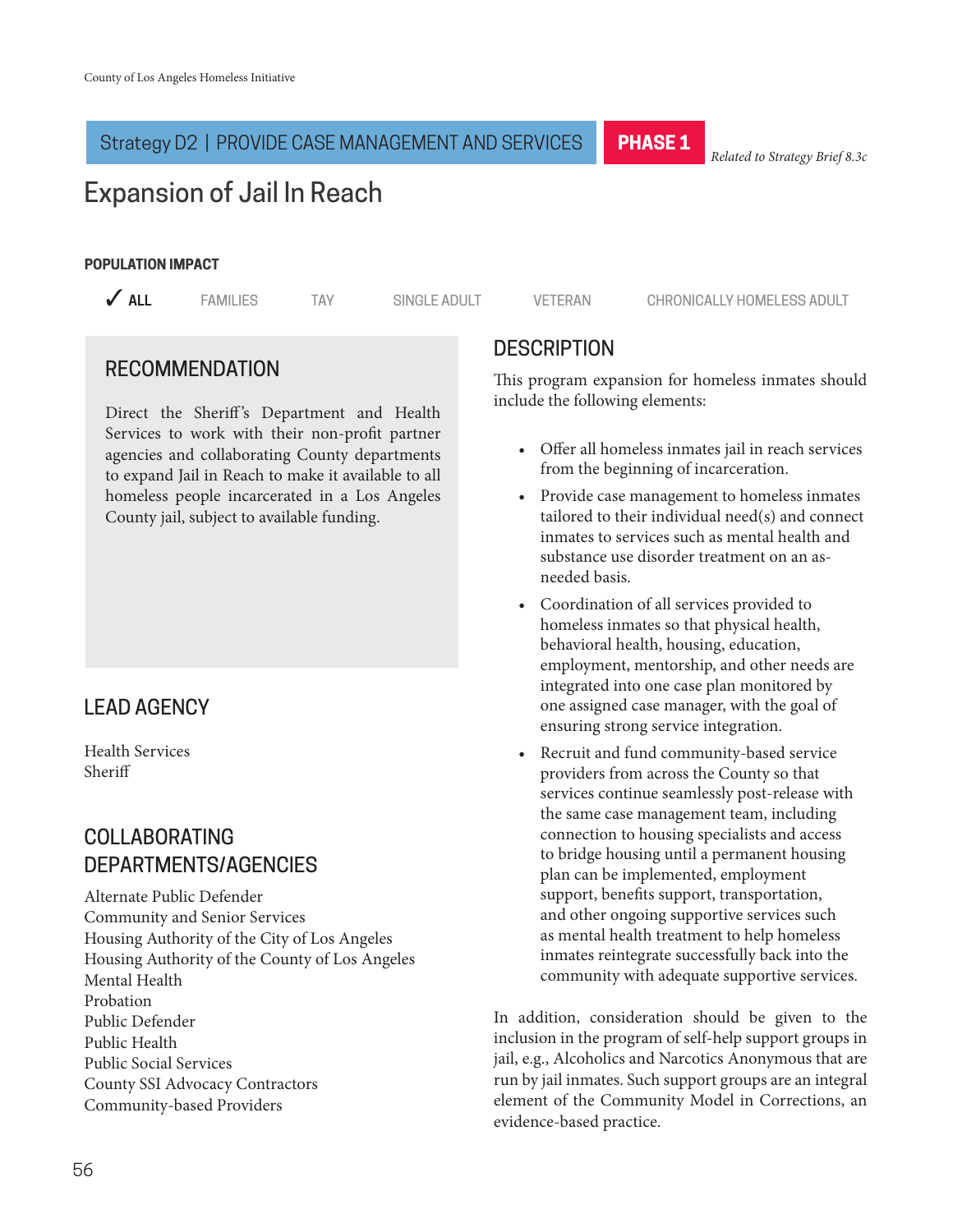Strategy D2 | PROVIDE CASE MANAGEMENT AND SERVICES **PHASE 1** *Related to Strategy Brief 8.3c*

# Expansion of Jail In Reach

**POPULATION IMPACT**

✓ **ALL** FAMILIES TAY SINGLE ADULT VETERAN CHRONICALLY HOMELESS ADULT

## RECOMMENDATION

Direct the Sheriff's Department and Health Services to work with their non-profit partner agencies and collaborating County departments to expand Jail in Reach to make it available to all homeless people incarcerated in a Los Angeles County jail, subject to available funding.

## LEAD AGENCY

Health Services
Sheriff

## COLLABORATING DEPARTMENTS/AGENCIES

Alternate Public Defender
Community and Senior Services
Housing Authority of the City of Los Angeles
Housing Authority of the County of Los Angeles
Mental Health
Probation
Public Defender
Public Health
Public Social Services
County SSI Advocacy Contractors
Community-based Providers

## DESCRIPTION

This program expansion for homeless inmates should include the following elements:

- Offer all homeless inmates jail in reach services from the beginning of incarceration.
- Provide case management to homeless inmates tailored to their individual need(s) and connect inmates to services such as mental health and substance use disorder treatment on an as-needed basis.
- Coordination of all services provided to homeless inmates so that physical health, behavioral health, housing, education, employment, mentorship, and other needs are integrated into one case plan monitored by one assigned case manager, with the goal of ensuring strong service integration.
- Recruit and fund community-based service providers from across the County so that services continue seamlessly post-release with the same case management team, including connection to housing specialists and access to bridge housing until a permanent housing plan can be implemented, employment support, benefits support, transportation, and other ongoing supportive services such as mental health treatment to help homeless inmates reintegrate successfully back into the community with adequate supportive services.

In addition, consideration should be given to the inclusion in the program of self-help support groups in jail, e.g., Alcoholics and Narcotics Anonymous that are run by jail inmates. Such support groups are an integral element of the Community Model in Corrections, an evidence-based practice.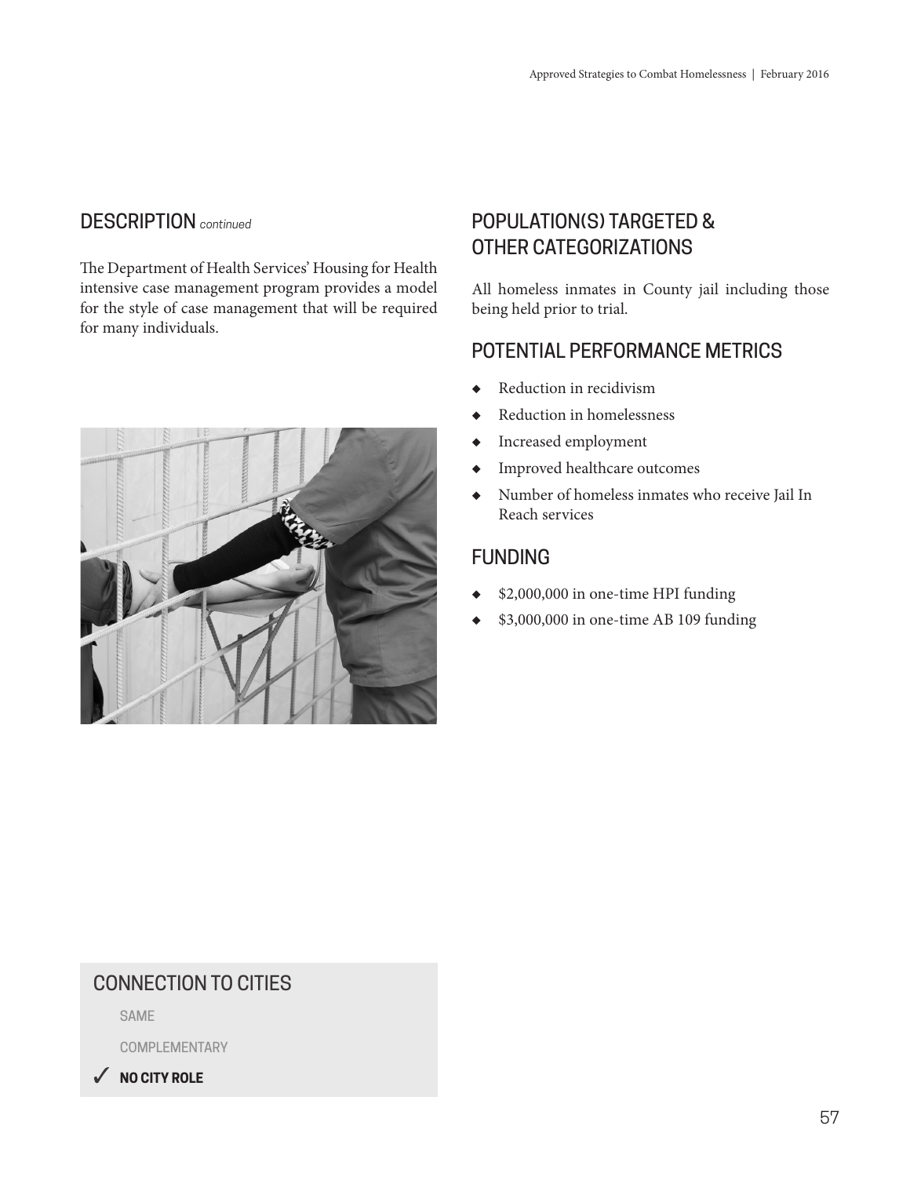## DESCRIPTION *continued*

The Department of Health Services' Housing for Health intensive case management program provides a model for the style of case management that will be required for many individuals.

## POPULATION(S) TARGETED & OTHER CATEGORIZATIONS

All homeless inmates in County jail including those being held prior to trial.

## POTENTIAL PERFORMANCE METRICS

- Reduction in recidivism
- Reduction in homelessness
- Increased employment
- Improved healthcare outcomes
- Number of homeless inmates who receive Jail In Reach services

## FUNDING

- $2,000,000 in one-time HPI funding
- $3,000,000 in one-time AB 109 funding

## CONNECTION TO CITIES

SAME

COMPLEMENTARY

✓ **NO CITY ROLE**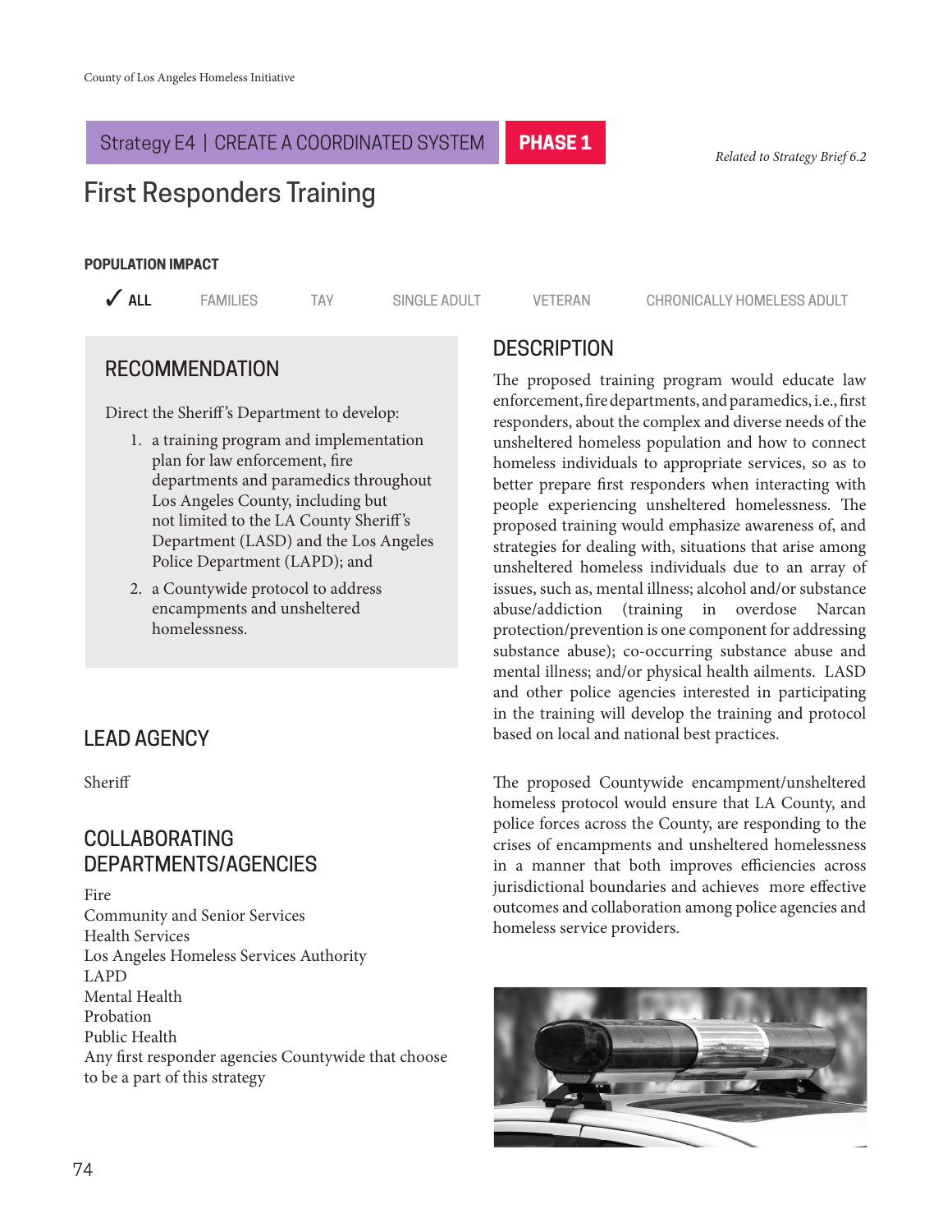Strategy E4 | CREATE A COORDINATED SYSTEM **PHASE 1**

*Related to Strategy Brief 6.2*

# First Responders Training

**POPULATION IMPACT**

✓ **ALL** FAMILIES TAY SINGLE ADULT VETERAN CHRONICALLY HOMELESS ADULT

## RECOMMENDATION

Direct the Sheriff's Department to develop:

1. a training program and implementation plan for law enforcement, fire departments and paramedics throughout Los Angeles County, including but not limited to the LA County Sheriff's Department (LASD) and the Los Angeles Police Department (LAPD); and
2. a Countywide protocol to address encampments and unsheltered homelessness.

## LEAD AGENCY

Sheriff

## COLLABORATING DEPARTMENTS/AGENCIES

Fire
Community and Senior Services
Health Services
Los Angeles Homeless Services Authority
LAPD
Mental Health
Probation
Public Health
Any first responder agencies Countywide that choose to be a part of this strategy

## DESCRIPTION

The proposed training program would educate law enforcement, fire departments, and paramedics, i.e., first responders, about the complex and diverse needs of the unsheltered homeless population and how to connect homeless individuals to appropriate services, so as to better prepare first responders when interacting with people experiencing unsheltered homelessness. The proposed training would emphasize awareness of, and strategies for dealing with, situations that arise among unsheltered homeless individuals due to an array of issues, such as, mental illness; alcohol and/or substance abuse/addiction (training in overdose Narcan protection/prevention is one component for addressing substance abuse); co-occurring substance abuse and mental illness; and/or physical health ailments. LASD and other police agencies interested in participating in the training will develop the training and protocol based on local and national best practices.

The proposed Countywide encampment/unsheltered homeless protocol would ensure that LA County, and police forces across the County, are responding to the crises of encampments and unsheltered homelessness in a manner that both improves efficiencies across jurisdictional boundaries and achieves more effective outcomes and collaboration among police agencies and homeless service providers.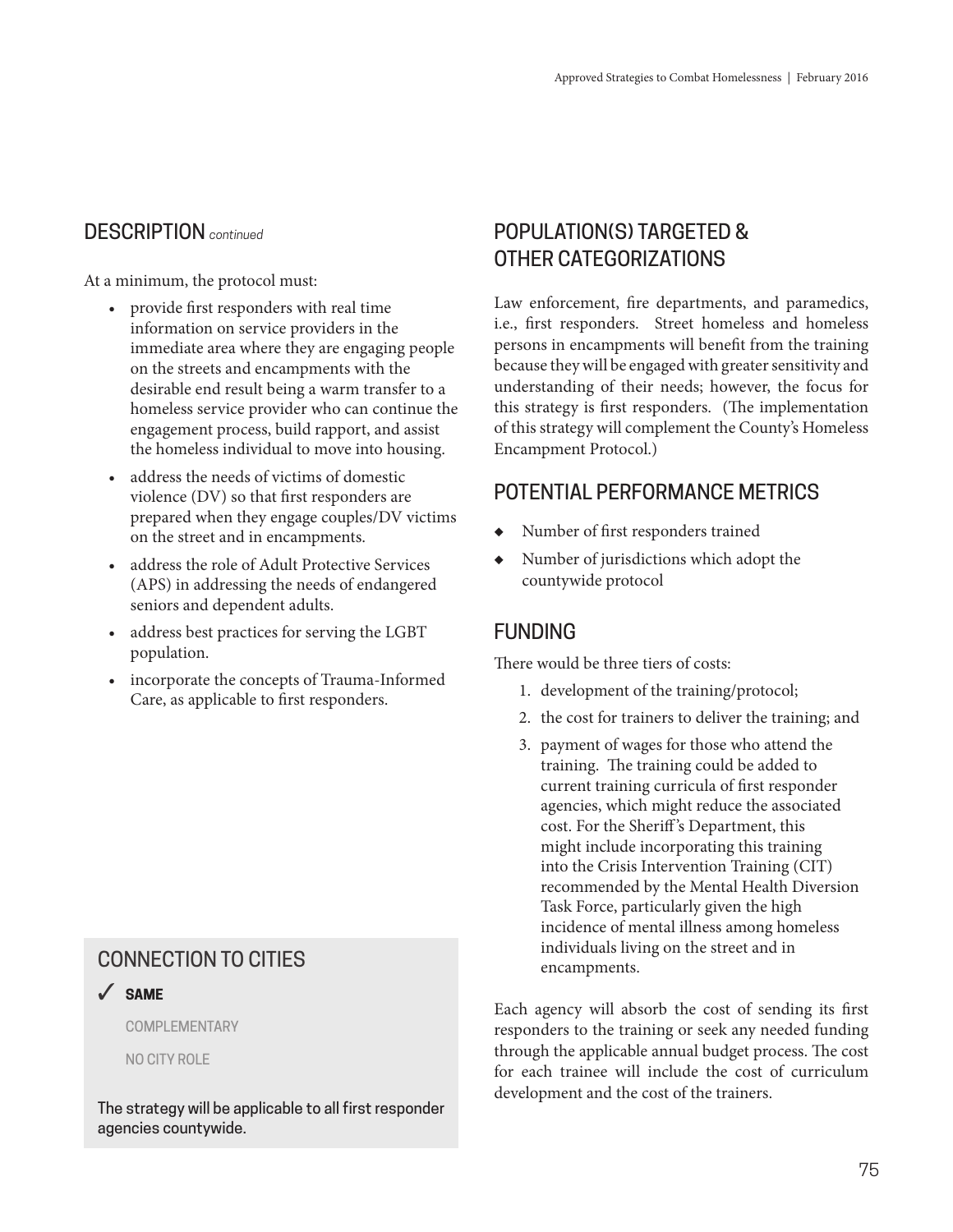## DESCRIPTION *continued*

At a minimum, the protocol must:

- provide first responders with real time information on service providers in the immediate area where they are engaging people on the streets and encampments with the desirable end result being a warm transfer to a homeless service provider who can continue the engagement process, build rapport, and assist the homeless individual to move into housing.
- address the needs of victims of domestic violence (DV) so that first responders are prepared when they engage couples/DV victims on the street and in encampments.
- address the role of Adult Protective Services (APS) in addressing the needs of endangered seniors and dependent adults.
- address best practices for serving the LGBT population.
- incorporate the concepts of Trauma-Informed Care, as applicable to first responders.

## CONNECTION TO CITIES

✓ **SAME**

COMPLEMENTARY

NO CITY ROLE

The strategy will be applicable to all first responder agencies countywide.

## POPULATION(S) TARGETED & OTHER CATEGORIZATIONS

Law enforcement, fire departments, and paramedics, i.e., first responders. Street homeless and homeless persons in encampments will benefit from the training because they will be engaged with greater sensitivity and understanding of their needs; however, the focus for this strategy is first responders. (The implementation of this strategy will complement the County's Homeless Encampment Protocol.)

## POTENTIAL PERFORMANCE METRICS

- Number of first responders trained
- Number of jurisdictions which adopt the countywide protocol

## FUNDING

There would be three tiers of costs:

1. development of the training/protocol;
2. the cost for trainers to deliver the training; and
3. payment of wages for those who attend the training. The training could be added to current training curricula of first responder agencies, which might reduce the associated cost. For the Sheriff's Department, this might include incorporating this training into the Crisis Intervention Training (CIT) recommended by the Mental Health Diversion Task Force, particularly given the high incidence of mental illness among homeless individuals living on the street and in encampments.

Each agency will absorb the cost of sending its first responders to the training or seek any needed funding through the applicable annual budget process. The cost for each trainee will include the cost of curriculum development and the cost of the trainers.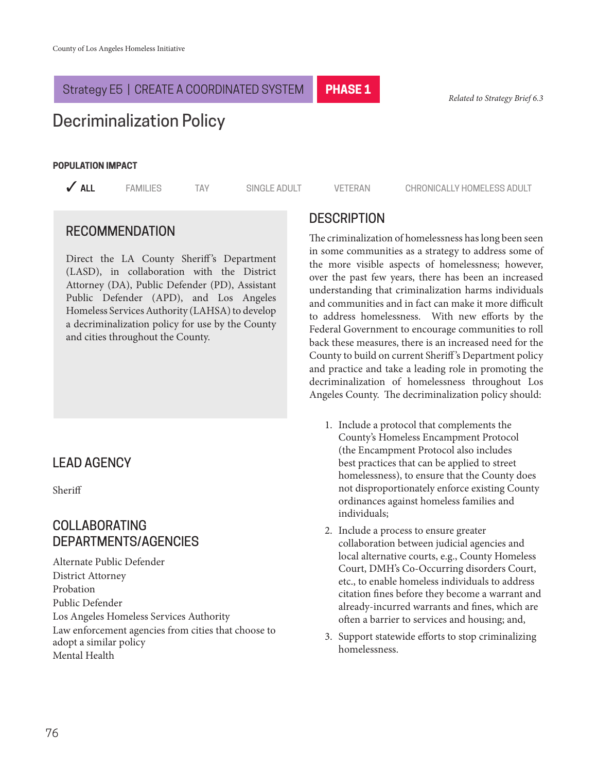Strategy E5 | CREATE A COORDINATED SYSTEM **PHASE 1**

*Related to Strategy Brief 6.3*

# Decriminalization Policy

**POPULATION IMPACT**

✓ **ALL** FAMILIES TAY SINGLE ADULT VETERAN CHRONICALLY HOMELESS ADULT

## RECOMMENDATION

Direct the LA County Sheriff's Department (LASD), in collaboration with the District Attorney (DA), Public Defender (PD), Assistant Public Defender (APD), and Los Angeles Homeless Services Authority (LAHSA) to develop a decriminalization policy for use by the County and cities throughout the County.

## LEAD AGENCY

Sheriff

## COLLABORATING DEPARTMENTS/AGENCIES

Alternate Public Defender
District Attorney
Probation
Public Defender
Los Angeles Homeless Services Authority
Law enforcement agencies from cities that choose to adopt a similar policy
Mental Health

## DESCRIPTION

The criminalization of homelessness has long been seen in some communities as a strategy to address some of the more visible aspects of homelessness; however, over the past few years, there has been an increased understanding that criminalization harms individuals and communities and in fact can make it more difficult to address homelessness. With new efforts by the Federal Government to encourage communities to roll back these measures, there is an increased need for the County to build on current Sheriff's Department policy and practice and take a leading role in promoting the decriminalization of homelessness throughout Los Angeles County. The decriminalization policy should:

1. Include a protocol that complements the County's Homeless Encampment Protocol (the Encampment Protocol also includes best practices that can be applied to street homelessness), to ensure that the County does not disproportionately enforce existing County ordinances against homeless families and individuals;
2. Include a process to ensure greater collaboration between judicial agencies and local alternative courts, e.g., County Homeless Court, DMH's Co-Occurring disorders Court, etc., to enable homeless individuals to address citation fines before they become a warrant and already-incurred warrants and fines, which are often a barrier to services and housing; and,
3. Support statewide efforts to stop criminalizing homelessness.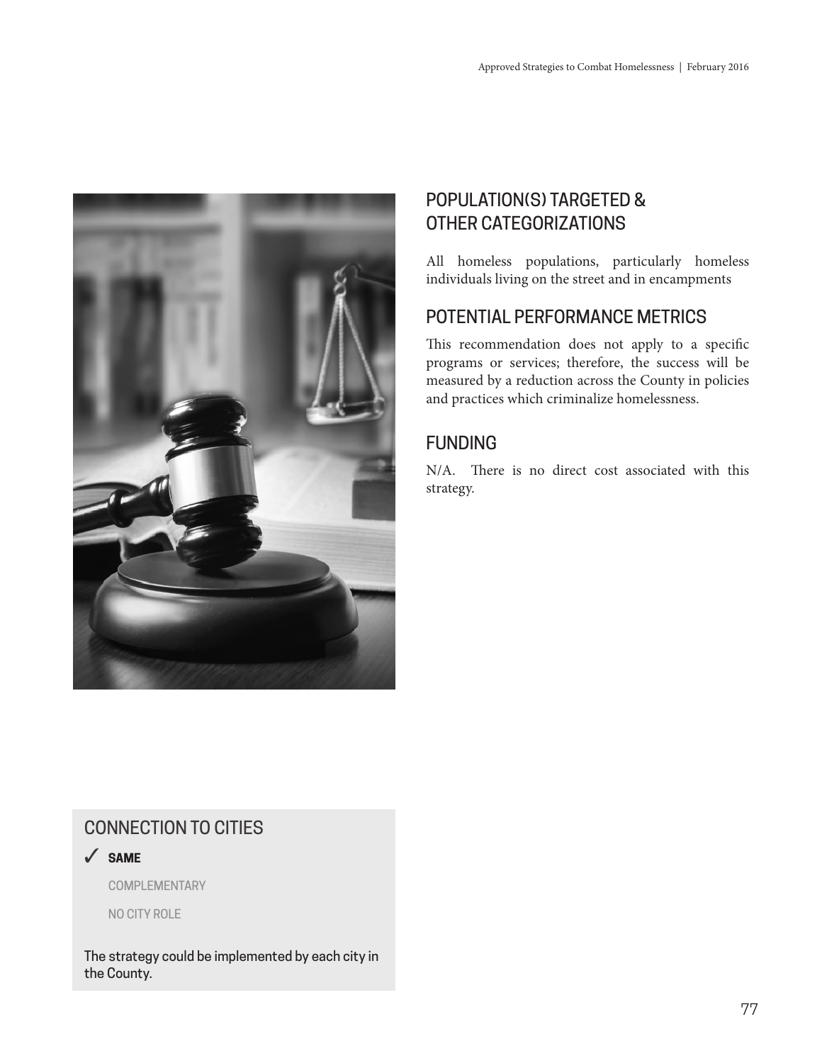## POPULATION(S) TARGETED & OTHER CATEGORIZATIONS

All homeless populations, particularly homeless individuals living on the street and in encampments

## POTENTIAL PERFORMANCE METRICS

This recommendation does not apply to a specific programs or services; therefore, the success will be measured by a reduction across the County in policies and practices which criminalize homelessness.

## FUNDING

N/A. There is no direct cost associated with this strategy.

## CONNECTION TO CITIES

✓ **SAME**

COMPLEMENTARY

NO CITY ROLE

The strategy could be implemented by each city in the County.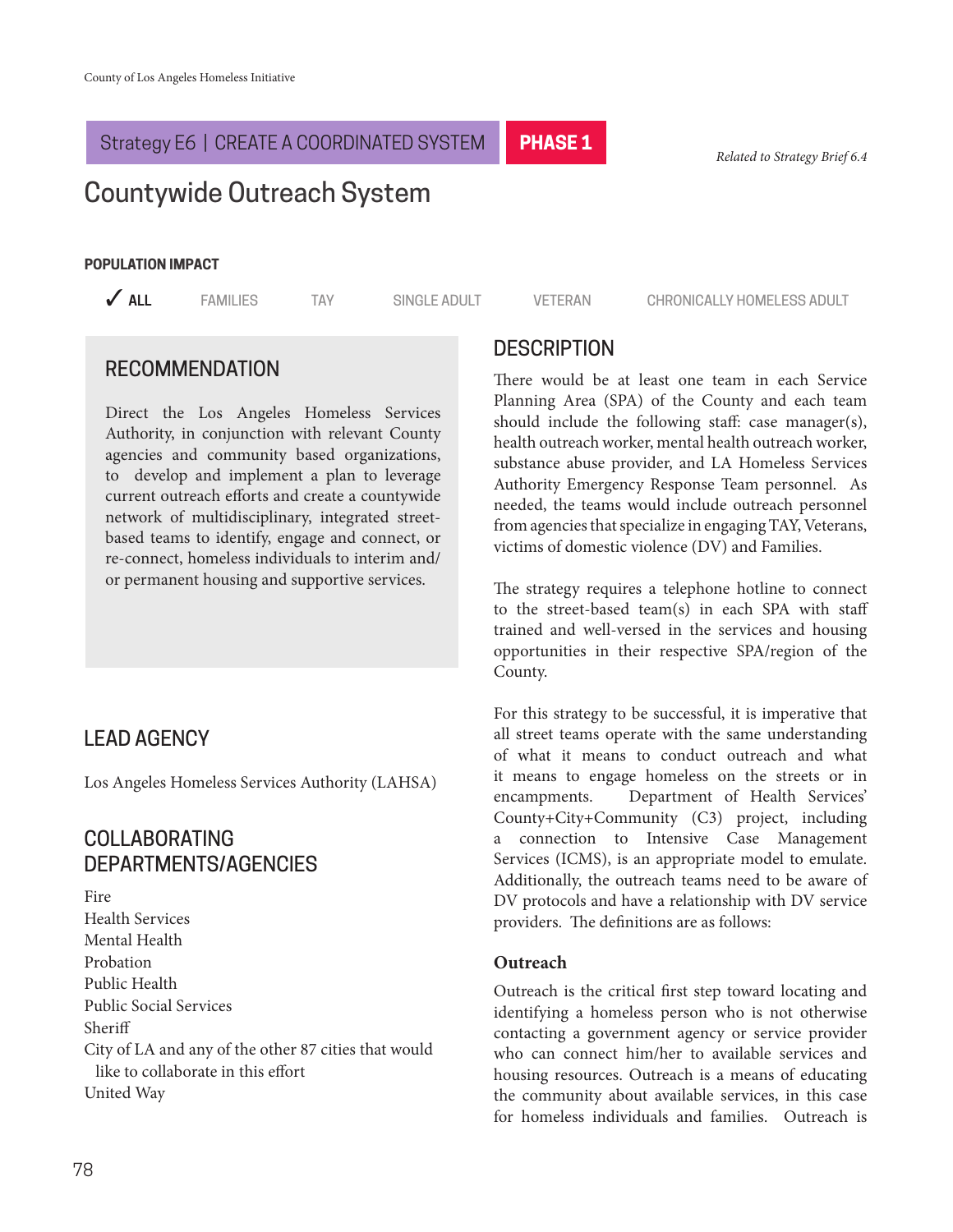Strategy E6 | CREATE A COORDINATED SYSTEM **PHASE 1**

*Related to Strategy Brief 6.4*

# Countywide Outreach System

**POPULATION IMPACT**

✓ **ALL** FAMILIES TAY SINGLE ADULT VETERAN CHRONICALLY HOMELESS ADULT

## RECOMMENDATION

Direct the Los Angeles Homeless Services Authority, in conjunction with relevant County agencies and community based organizations, to develop and implement a plan to leverage current outreach efforts and create a countywide network of multidisciplinary, integrated street-based teams to identify, engage and connect, or re-connect, homeless individuals to interim and/or permanent housing and supportive services.

## LEAD AGENCY

Los Angeles Homeless Services Authority (LAHSA)

## COLLABORATING DEPARTMENTS/AGENCIES

Fire
Health Services
Mental Health
Probation
Public Health
Public Social Services
Sheriff
City of LA and any of the other 87 cities that would like to collaborate in this effort
United Way

## DESCRIPTION

There would be at least one team in each Service Planning Area (SPA) of the County and each team should include the following staff: case manager(s), health outreach worker, mental health outreach worker, substance abuse provider, and LA Homeless Services Authority Emergency Response Team personnel. As needed, the teams would include outreach personnel from agencies that specialize in engaging TAY, Veterans, victims of domestic violence (DV) and Families.

The strategy requires a telephone hotline to connect to the street-based team(s) in each SPA with staff trained and well-versed in the services and housing opportunities in their respective SPA/region of the County.

For this strategy to be successful, it is imperative that all street teams operate with the same understanding of what it means to conduct outreach and what it means to engage homeless on the streets or in encampments. Department of Health Services' County+City+Community (C3) project, including a connection to Intensive Case Management Services (ICMS), is an appropriate model to emulate. Additionally, the outreach teams need to be aware of DV protocols and have a relationship with DV service providers. The definitions are as follows:

**Outreach**

Outreach is the critical first step toward locating and identifying a homeless person who is not otherwise contacting a government agency or service provider who can connect him/her to available services and housing resources. Outreach is a means of educating the community about available services, in this case for homeless individuals and families. Outreach is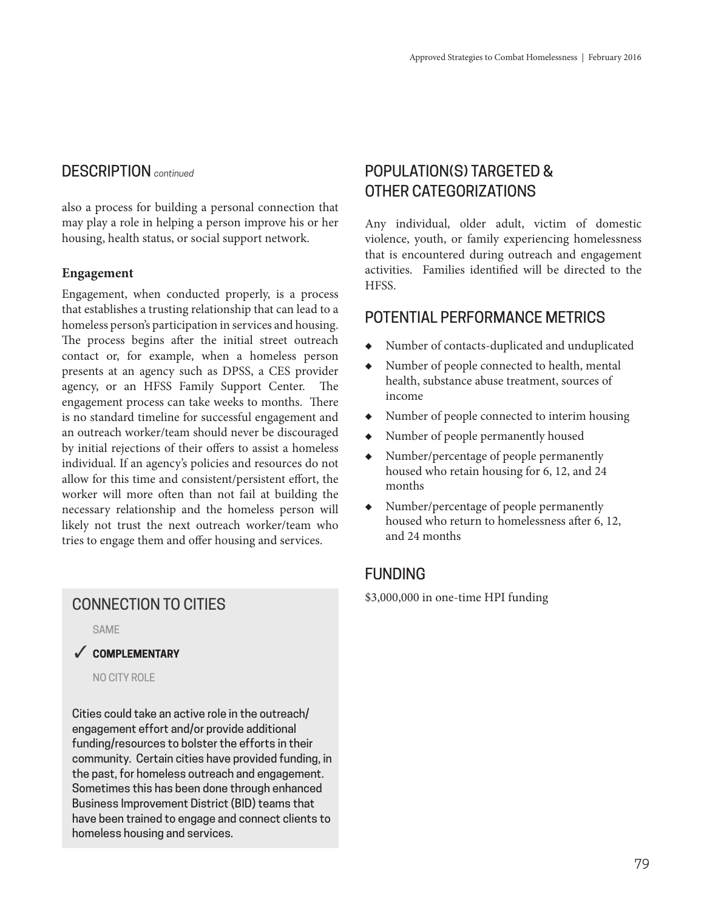## DESCRIPTION *continued*

also a process for building a personal connection that may play a role in helping a person improve his or her housing, health status, or social support network.

**Engagement**

Engagement, when conducted properly, is a process that establishes a trusting relationship that can lead to a homeless person's participation in services and housing. The process begins after the initial street outreach contact or, for example, when a homeless person presents at an agency such as DPSS, a CES provider agency, or an HFSS Family Support Center. The engagement process can take weeks to months. There is no standard timeline for successful engagement and an outreach worker/team should never be discouraged by initial rejections of their offers to assist a homeless individual. If an agency's policies and resources do not allow for this time and consistent/persistent effort, the worker will more often than not fail at building the necessary relationship and the homeless person will likely not trust the next outreach worker/team who tries to engage them and offer housing and services.

## CONNECTION TO CITIES

SAME

✓ **COMPLEMENTARY**

NO CITY ROLE

Cities could take an active role in the outreach/engagement effort and/or provide additional funding/resources to bolster the efforts in their community. Certain cities have provided funding, in the past, for homeless outreach and engagement. Sometimes this has been done through enhanced Business Improvement District (BID) teams that have been trained to engage and connect clients to homeless housing and services.

## POPULATION(S) TARGETED & OTHER CATEGORIZATIONS

Any individual, older adult, victim of domestic violence, youth, or family experiencing homelessness that is encountered during outreach and engagement activities. Families identified will be directed to the HFSS.

## POTENTIAL PERFORMANCE METRICS

- Number of contacts-duplicated and unduplicated
- Number of people connected to health, mental health, substance abuse treatment, sources of income
- Number of people connected to interim housing
- Number of people permanently housed
- Number/percentage of people permanently housed who retain housing for 6, 12, and 24 months
- Number/percentage of people permanently housed who return to homelessness after 6, 12, and 24 months

## FUNDING

$3,000,000 in one-time HPI funding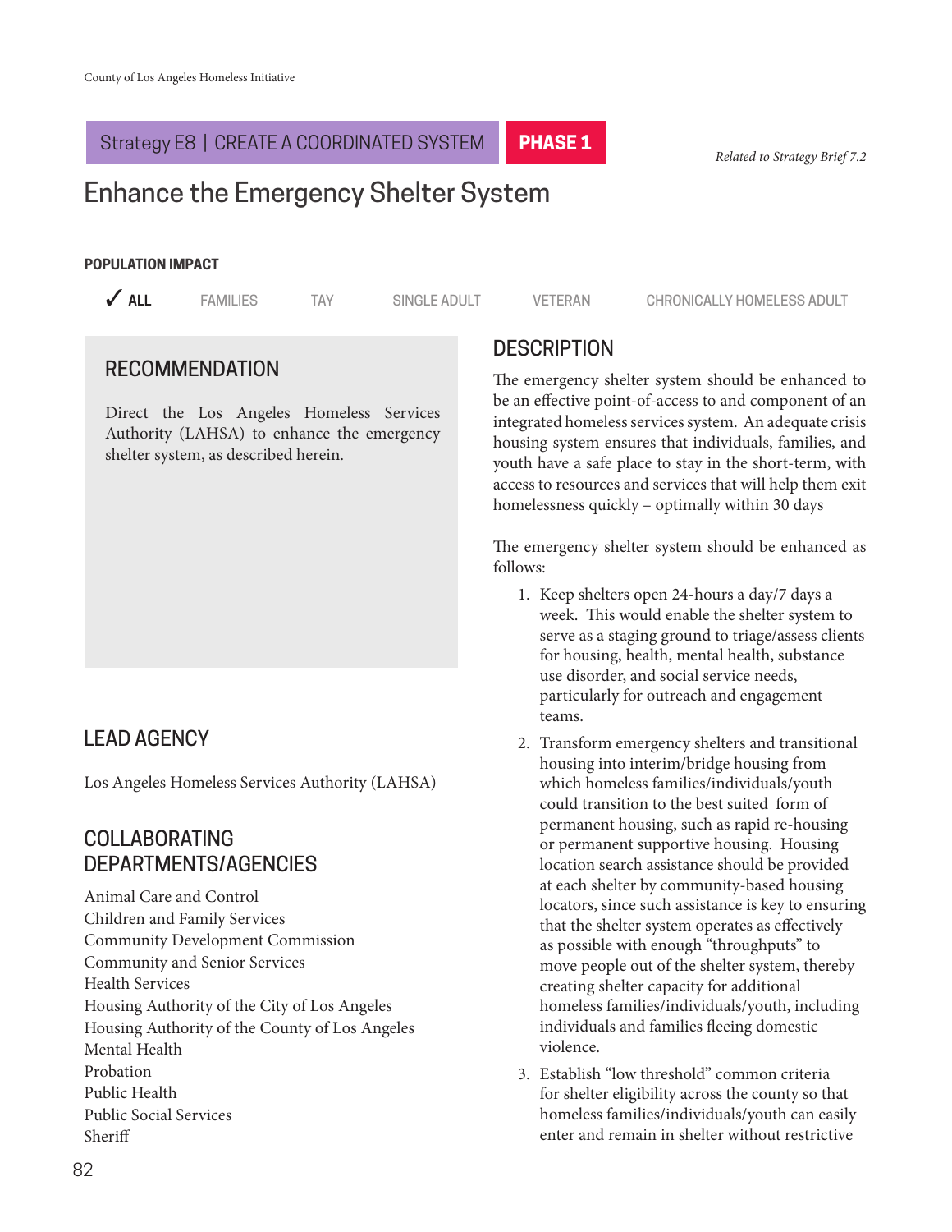Strategy E8 | CREATE A COORDINATED SYSTEM **PHASE 1**

*Related to Strategy Brief 7.2*

# Enhance the Emergency Shelter System

**POPULATION IMPACT**

✓ **ALL** FAMILIES TAY SINGLE ADULT VETERAN CHRONICALLY HOMELESS ADULT

## RECOMMENDATION

Direct the Los Angeles Homeless Services Authority (LAHSA) to enhance the emergency shelter system, as described herein.

## LEAD AGENCY

Los Angeles Homeless Services Authority (LAHSA)

## COLLABORATING DEPARTMENTS/AGENCIES

Animal Care and Control
Children and Family Services
Community Development Commission
Community and Senior Services
Health Services
Housing Authority of the City of Los Angeles
Housing Authority of the County of Los Angeles
Mental Health
Probation
Public Health
Public Social Services
Sheriff

## DESCRIPTION

The emergency shelter system should be enhanced to be an effective point-of-access to and component of an integrated homeless services system. An adequate crisis housing system ensures that individuals, families, and youth have a safe place to stay in the short-term, with access to resources and services that will help them exit homelessness quickly – optimally within 30 days

The emergency shelter system should be enhanced as follows:

1. Keep shelters open 24-hours a day/7 days a week. This would enable the shelter system to serve as a staging ground to triage/assess clients for housing, health, mental health, substance use disorder, and social service needs, particularly for outreach and engagement teams.
2. Transform emergency shelters and transitional housing into interim/bridge housing from which homeless families/individuals/youth could transition to the best suited form of permanent housing, such as rapid re-housing or permanent supportive housing. Housing location search assistance should be provided at each shelter by community-based housing locators, since such assistance is key to ensuring that the shelter system operates as effectively as possible with enough "throughputs" to move people out of the shelter system, thereby creating shelter capacity for additional homeless families/individuals/youth, including individuals and families fleeing domestic violence.
3. Establish "low threshold" common criteria for shelter eligibility across the county so that homeless families/individuals/youth can easily enter and remain in shelter without restrictive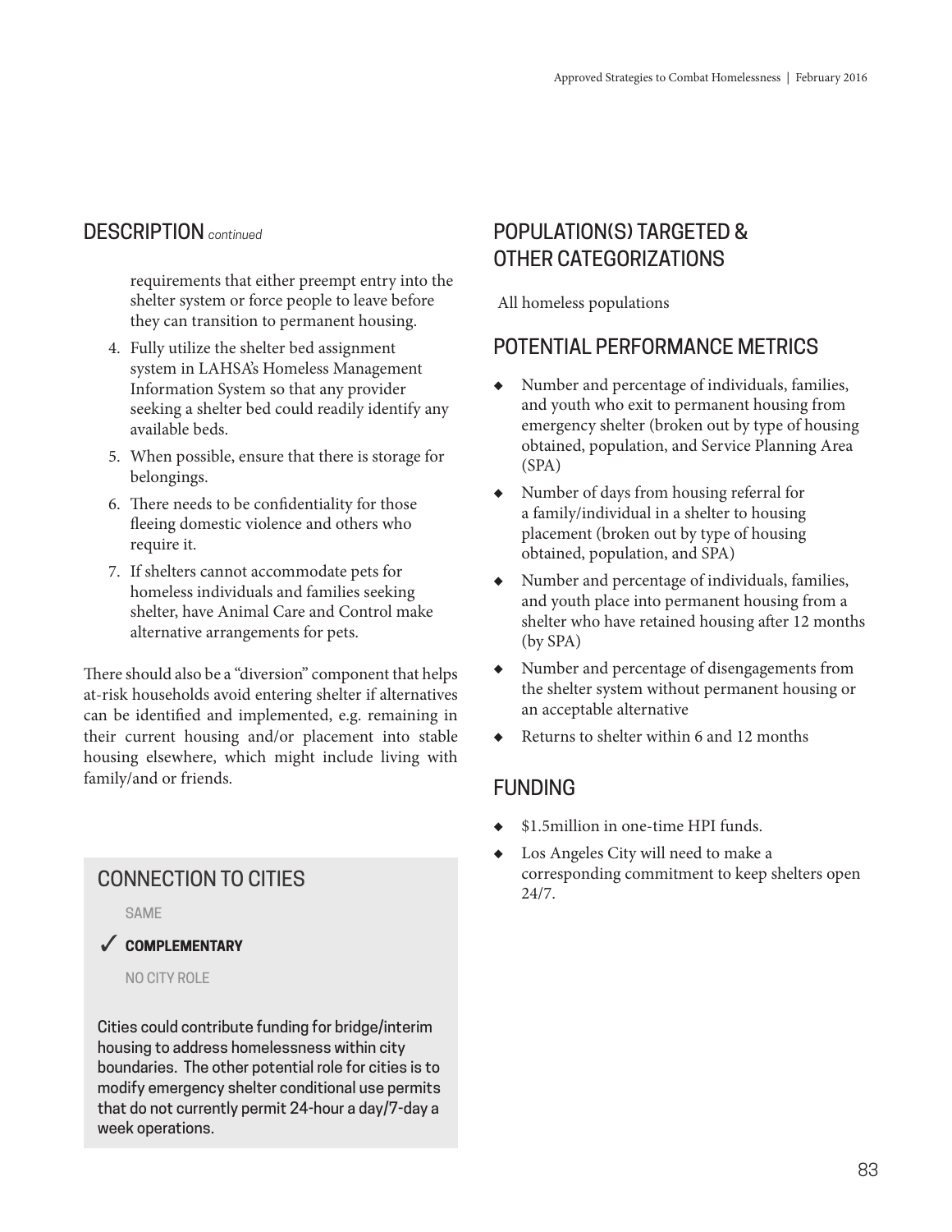## DESCRIPTION *continued*

requirements that either preempt entry into the shelter system or force people to leave before they can transition to permanent housing.

4. Fully utilize the shelter bed assignment system in LAHSA's Homeless Management Information System so that any provider seeking a shelter bed could readily identify any available beds.
5. When possible, ensure that there is storage for belongings.
6. There needs to be confidentiality for those fleeing domestic violence and others who require it.
7. If shelters cannot accommodate pets for homeless individuals and families seeking shelter, have Animal Care and Control make alternative arrangements for pets.

There should also be a "diversion" component that helps at-risk households avoid entering shelter if alternatives can be identified and implemented, e.g. remaining in their current housing and/or placement into stable housing elsewhere, which might include living with family/and or friends.

## CONNECTION TO CITIES

SAME

✓ **COMPLEMENTARY**

NO CITY ROLE

Cities could contribute funding for bridge/interim housing to address homelessness within city boundaries. The other potential role for cities is to modify emergency shelter conditional use permits that do not currently permit 24-hour a day/7-day a week operations.

## POPULATION(S) TARGETED & OTHER CATEGORIZATIONS

All homeless populations

## POTENTIAL PERFORMANCE METRICS

- Number and percentage of individuals, families, and youth who exit to permanent housing from emergency shelter (broken out by type of housing obtained, population, and Service Planning Area (SPA)
- Number of days from housing referral for a family/individual in a shelter to housing placement (broken out by type of housing obtained, population, and SPA)
- Number and percentage of individuals, families, and youth place into permanent housing from a shelter who have retained housing after 12 months (by SPA)
- Number and percentage of disengagements from the shelter system without permanent housing or an acceptable alternative
- Returns to shelter within 6 and 12 months

## FUNDING

- \$1.5million in one-time HPI funds.
- Los Angeles City will need to make a corresponding commitment to keep shelters open 24/7.